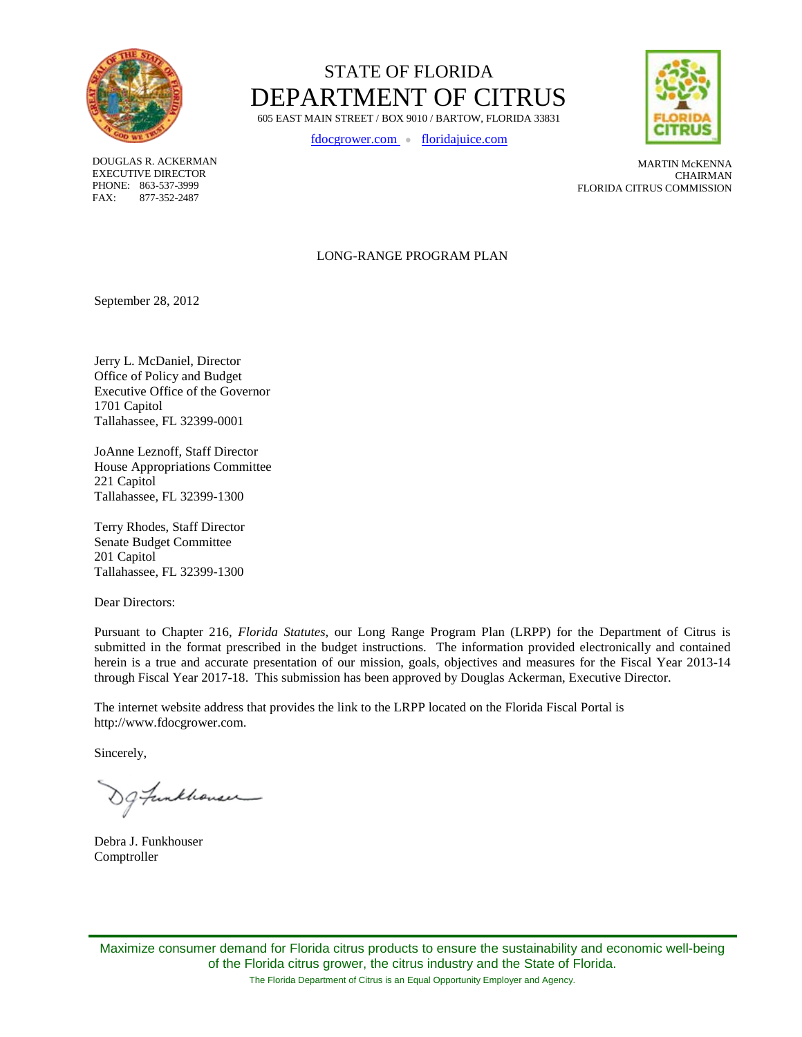# STATE OF FLORIDA
# DEPARTMENT OF CITRUS

605 EAST MAIN STREET / BOX 9010 / BARTOW, FLORIDA 33831

fdocgrower.com • floridajuice.com

DOUGLAS R. ACKERMAN
EXECUTIVE DIRECTOR
PHONE: 863-537-3999
FAX: 877-352-2487

MARTIN McKENNA
CHAIRMAN
FLORIDA CITRUS COMMISSION

## LONG-RANGE PROGRAM PLAN

September 28, 2012

Jerry L. McDaniel, Director
Office of Policy and Budget
Executive Office of the Governor
1701 Capitol
Tallahassee, FL 32399-0001

JoAnne Leznoff, Staff Director
House Appropriations Committee
221 Capitol
Tallahassee, FL 32399-1300

Terry Rhodes, Staff Director
Senate Budget Committee
201 Capitol
Tallahassee, FL 32399-1300

Dear Directors:

Pursuant to Chapter 216, *Florida Statutes,* our Long Range Program Plan (LRPP) for the Department of Citrus is submitted in the format prescribed in the budget instructions. The information provided electronically and contained herein is a true and accurate presentation of our mission, goals, objectives and measures for the Fiscal Year 2013-14 through Fiscal Year 2017-18. This submission has been approved by Douglas Ackerman, Executive Director.

The internet website address that provides the link to the LRPP located on the Florida Fiscal Portal is http://www.fdocgrower.com.

Sincerely,

Debra J. Funkhouser
Comptroller

Maximize consumer demand for Florida citrus products to ensure the sustainability and economic well-being of the Florida citrus grower, the citrus industry and the State of Florida.

The Florida Department of Citrus is an Equal Opportunity Employer and Agency.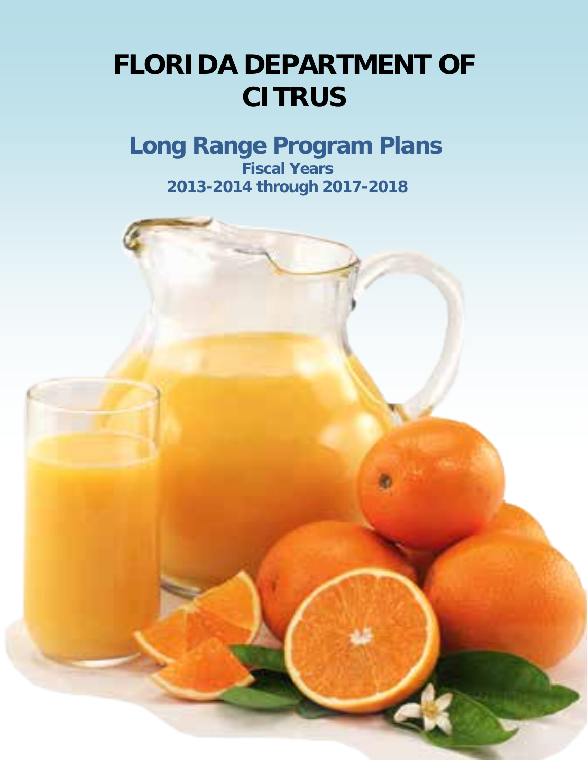# FLORIDA DEPARTMENT OF CITRUS

## Long Range Program Plans

### Fiscal Years 2013-2014 through 2017-2018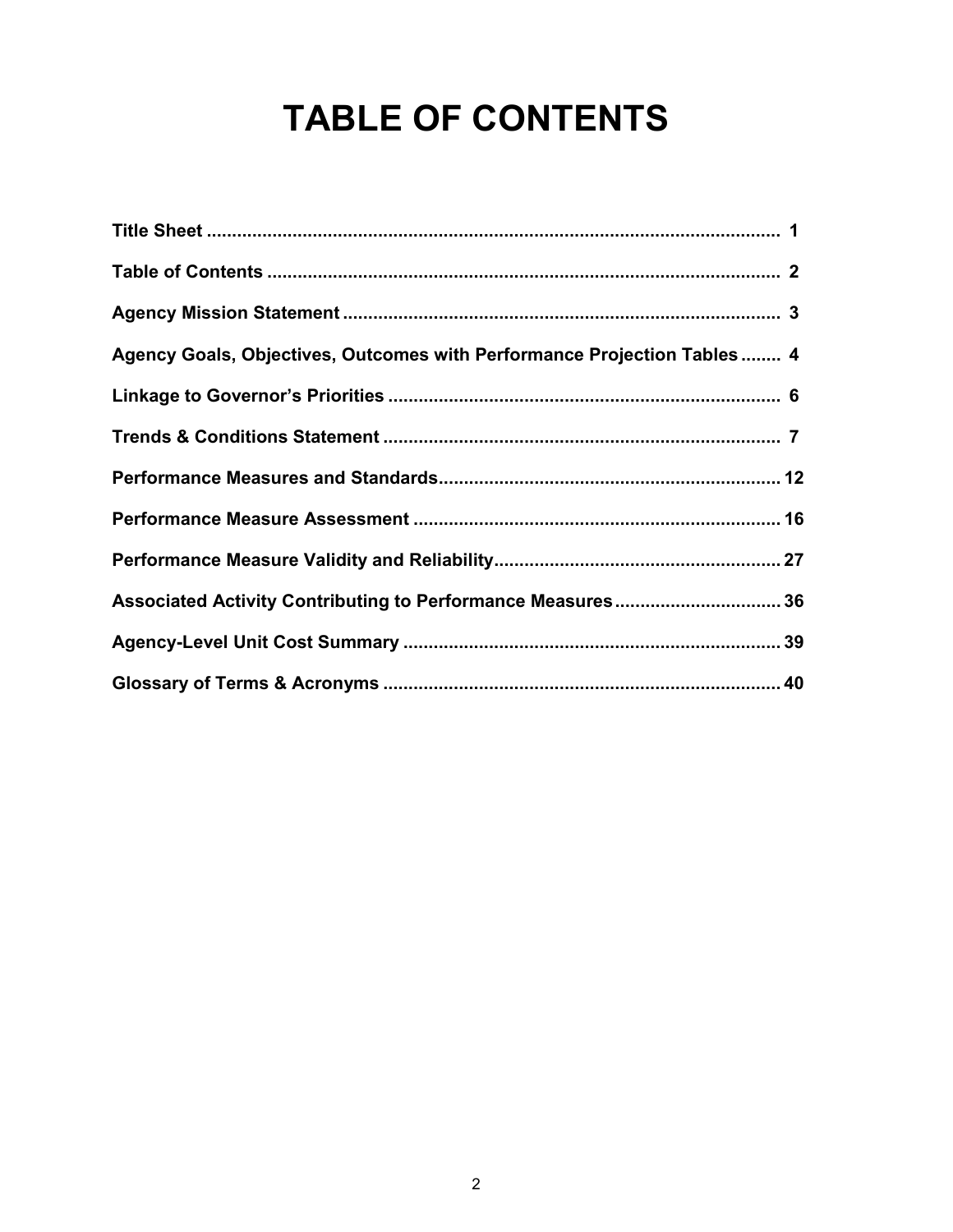# TABLE OF CONTENTS

| | |
|---|---|
| **Title Sheet** | **1** |
| **Table of Contents** | **2** |
| **Agency Mission Statement** | **3** |
| **Agency Goals, Objectives, Outcomes with Performance Projection Tables** | **4** |
| **Linkage to Governor's Priorities** | **6** |
| **Trends & Conditions Statement** | **7** |
| **Performance Measures and Standards** | **12** |
| **Performance Measure Assessment** | **16** |
| **Performance Measure Validity and Reliability** | **27** |
| **Associated Activity Contributing to Performance Measures** | **36** |
| **Agency-Level Unit Cost Summary** | **39** |
| **Glossary of Terms & Acronyms** | **40** |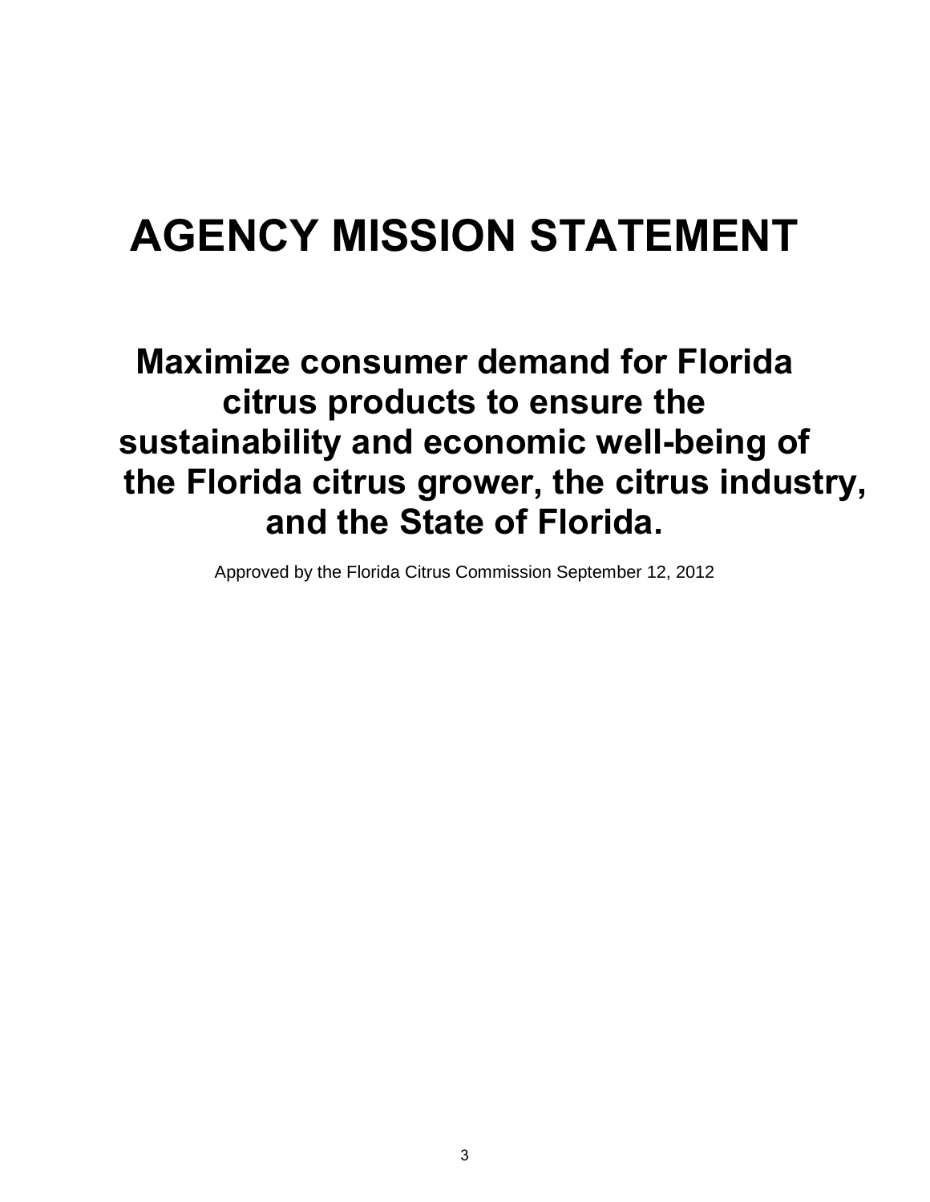# AGENCY MISSION STATEMENT

**Maximize consumer demand for Florida citrus products to ensure the sustainability and economic well-being of the Florida citrus grower, the citrus industry, and the State of Florida.**

Approved by the Florida Citrus Commission September 12, 2012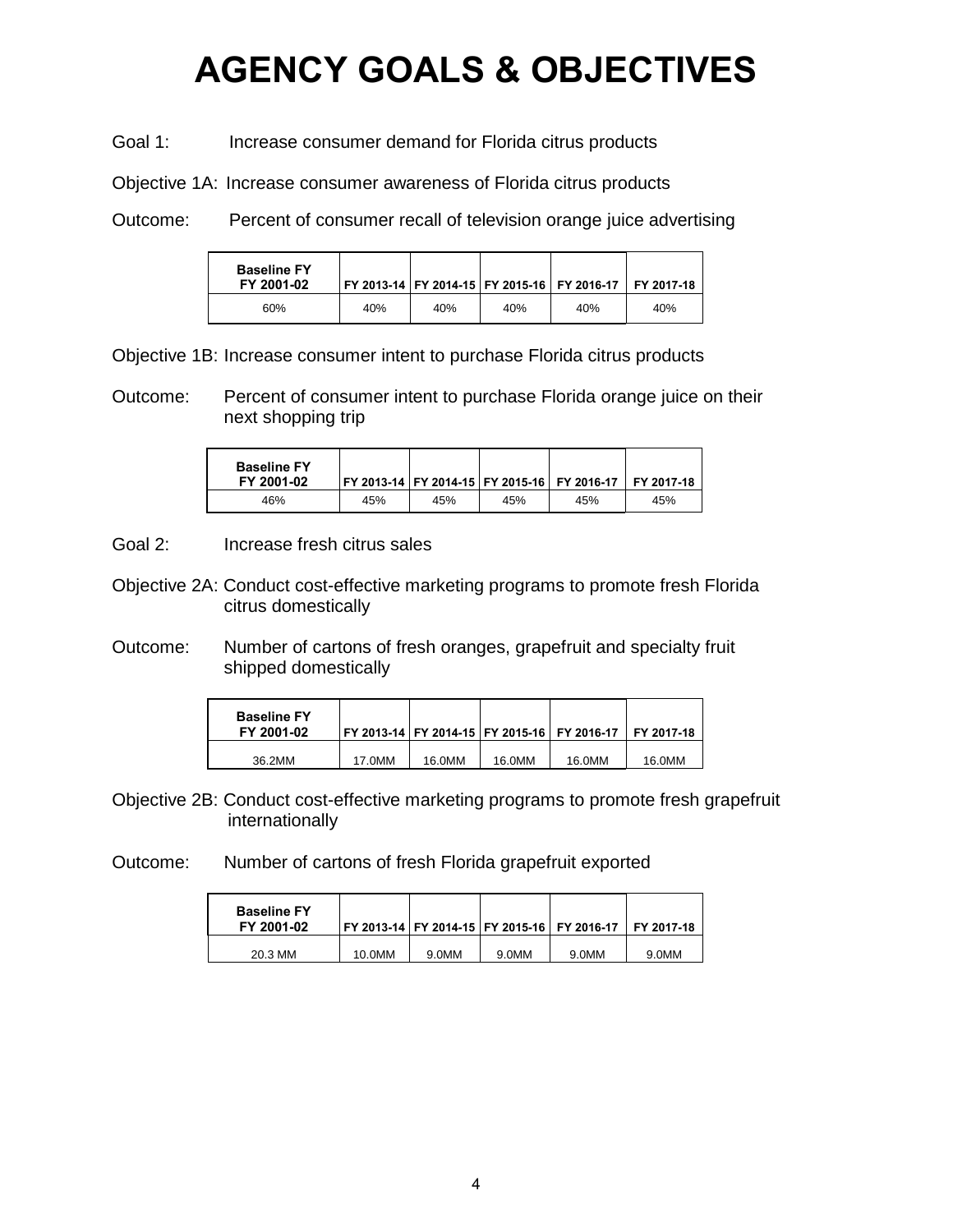# AGENCY GOALS & OBJECTIVES

Goal 1: Increase consumer demand for Florida citrus products

Objective 1A: Increase consumer awareness of Florida citrus products

Outcome: Percent of consumer recall of television orange juice advertising

| Baseline FY FY 2001-02 | FY 2013-14 | FY 2014-15 | FY 2015-16 | FY 2016-17 | FY 2017-18 |
|---|---|---|---|---|---|
| 60% | 40% | 40% | 40% | 40% | 40% |

Objective 1B: Increase consumer intent to purchase Florida citrus products

Outcome: Percent of consumer intent to purchase Florida orange juice on their next shopping trip

| Baseline FY FY 2001-02 | FY 2013-14 | FY 2014-15 | FY 2015-16 | FY 2016-17 | FY 2017-18 |
|---|---|---|---|---|---|
| 46% | 45% | 45% | 45% | 45% | 45% |

Goal 2: Increase fresh citrus sales

Objective 2A: Conduct cost-effective marketing programs to promote fresh Florida citrus domestically

Outcome: Number of cartons of fresh oranges, grapefruit and specialty fruit shipped domestically

| Baseline FY FY 2001-02 | FY 2013-14 | FY 2014-15 | FY 2015-16 | FY 2016-17 | FY 2017-18 |
|---|---|---|---|---|---|
| 36.2MM | 17.0MM | 16.0MM | 16.0MM | 16.0MM | 16.0MM |

Objective 2B: Conduct cost-effective marketing programs to promote fresh grapefruit internationally

Outcome: Number of cartons of fresh Florida grapefruit exported

| Baseline FY FY 2001-02 | FY 2013-14 | FY 2014-15 | FY 2015-16 | FY 2016-17 | FY 2017-18 |
|---|---|---|---|---|---|
| 20.3 MM | 10.0MM | 9.0MM | 9.0MM | 9.0MM | 9.0MM |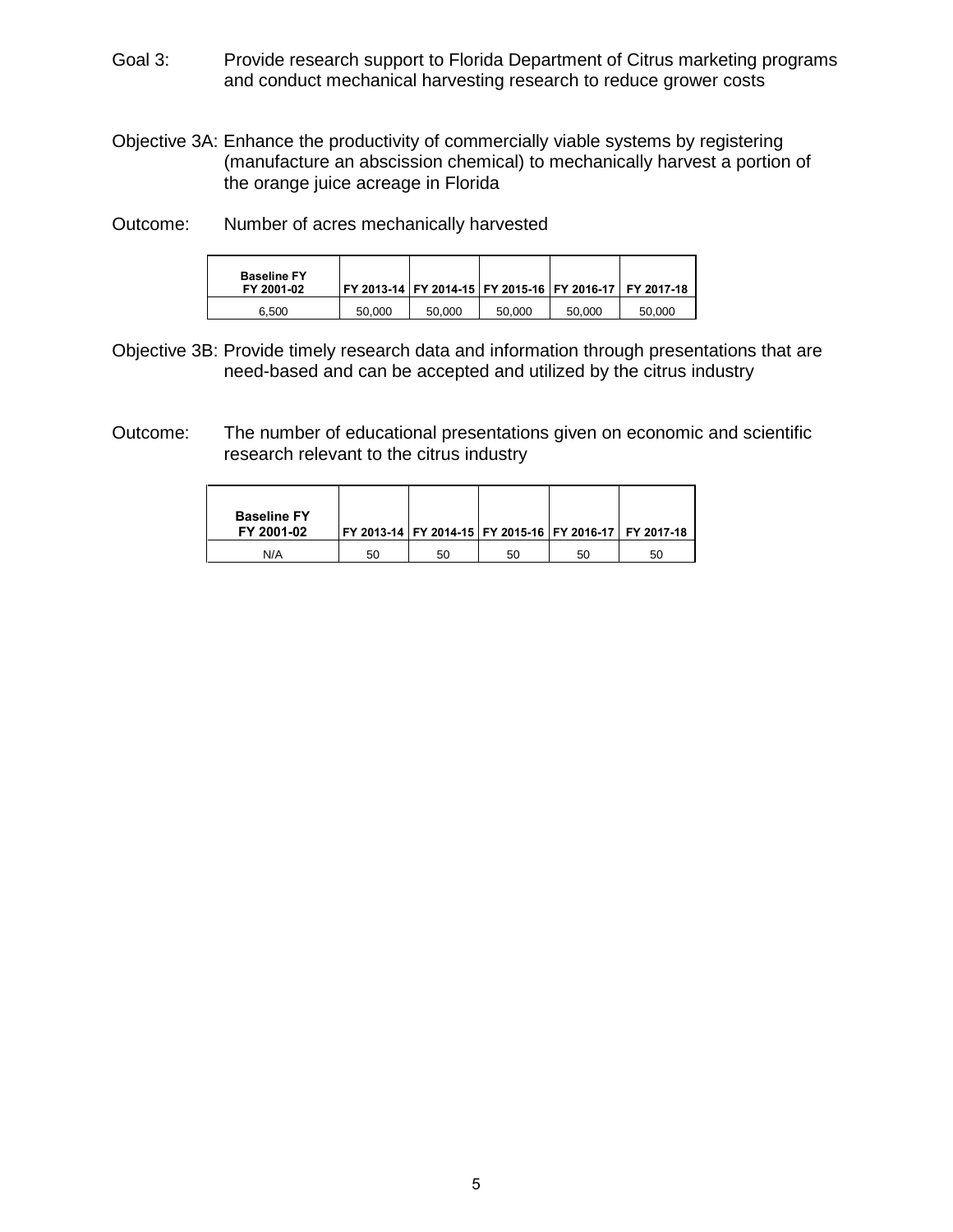Goal 3: Provide research support to Florida Department of Citrus marketing programs and conduct mechanical harvesting research to reduce grower costs

Objective 3A: Enhance the productivity of commercially viable systems by registering (manufacture an abscission chemical) to mechanically harvest a portion of the orange juice acreage in Florida

Outcome: Number of acres mechanically harvested

| Baseline FY FY 2001-02 | FY 2013-14 | FY 2014-15 | FY 2015-16 | FY 2016-17 | FY 2017-18 |
|---|---|---|---|---|---|
| 6,500 | 50,000 | 50,000 | 50,000 | 50,000 | 50,000 |

Objective 3B: Provide timely research data and information through presentations that are need-based and can be accepted and utilized by the citrus industry

Outcome: The number of educational presentations given on economic and scientific research relevant to the citrus industry

| Baseline FY FY 2001-02 | FY 2013-14 | FY 2014-15 | FY 2015-16 | FY 2016-17 | FY 2017-18 |
|---|---|---|---|---|---|
| N/A | 50 | 50 | 50 | 50 | 50 |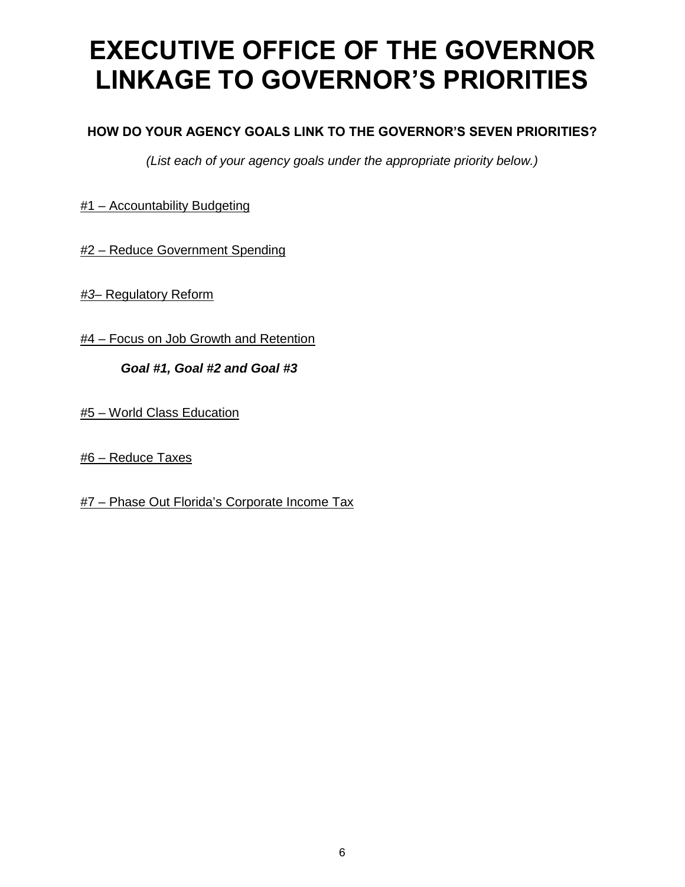# EXECUTIVE OFFICE OF THE GOVERNOR LINKAGE TO GOVERNOR'S PRIORITIES

**HOW DO YOUR AGENCY GOALS LINK TO THE GOVERNOR'S SEVEN PRIORITIES?**

*(List each of your agency goals under the appropriate priority below.)*

#1 – Accountability Budgeting

#2 – Reduce Government Spending

#3– Regulatory Reform

#4 – Focus on Job Growth and Retention

> ***Goal #1, Goal #2 and Goal #3***

#5 – World Class Education

#6 – Reduce Taxes

#7 – Phase Out Florida's Corporate Income Tax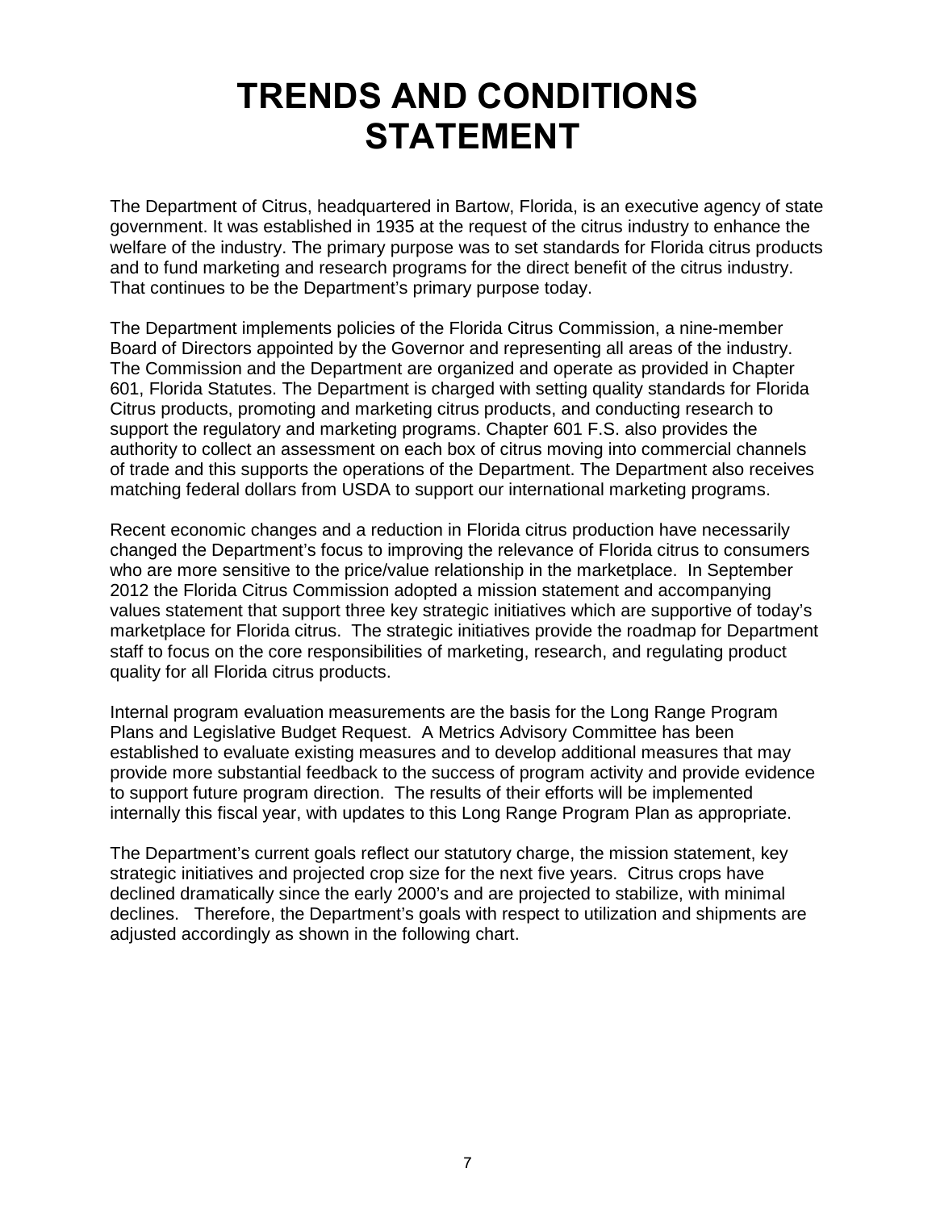# TRENDS AND CONDITIONS STATEMENT

The Department of Citrus, headquartered in Bartow, Florida, is an executive agency of state government. It was established in 1935 at the request of the citrus industry to enhance the welfare of the industry. The primary purpose was to set standards for Florida citrus products and to fund marketing and research programs for the direct benefit of the citrus industry. That continues to be the Department's primary purpose today.

The Department implements policies of the Florida Citrus Commission, a nine-member Board of Directors appointed by the Governor and representing all areas of the industry. The Commission and the Department are organized and operate as provided in Chapter 601, Florida Statutes. The Department is charged with setting quality standards for Florida Citrus products, promoting and marketing citrus products, and conducting research to support the regulatory and marketing programs. Chapter 601 F.S. also provides the authority to collect an assessment on each box of citrus moving into commercial channels of trade and this supports the operations of the Department. The Department also receives matching federal dollars from USDA to support our international marketing programs.

Recent economic changes and a reduction in Florida citrus production have necessarily changed the Department's focus to improving the relevance of Florida citrus to consumers who are more sensitive to the price/value relationship in the marketplace. In September 2012 the Florida Citrus Commission adopted a mission statement and accompanying values statement that support three key strategic initiatives which are supportive of today's marketplace for Florida citrus. The strategic initiatives provide the roadmap for Department staff to focus on the core responsibilities of marketing, research, and regulating product quality for all Florida citrus products.

Internal program evaluation measurements are the basis for the Long Range Program Plans and Legislative Budget Request. A Metrics Advisory Committee has been established to evaluate existing measures and to develop additional measures that may provide more substantial feedback to the success of program activity and provide evidence to support future program direction. The results of their efforts will be implemented internally this fiscal year, with updates to this Long Range Program Plan as appropriate.

The Department's current goals reflect our statutory charge, the mission statement, key strategic initiatives and projected crop size for the next five years. Citrus crops have declined dramatically since the early 2000's and are projected to stabilize, with minimal declines. Therefore, the Department's goals with respect to utilization and shipments are adjusted accordingly as shown in the following chart.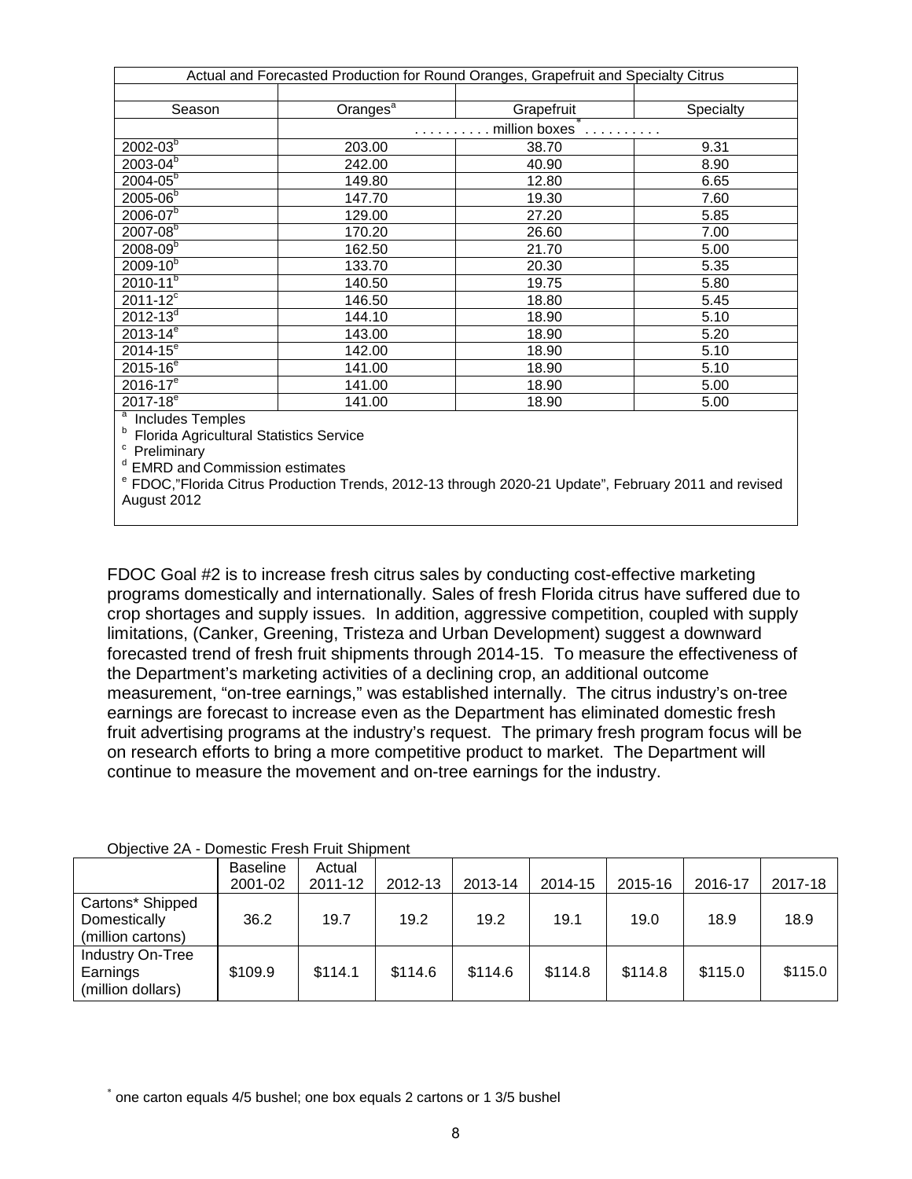| Actual and Forecasted Production for Round Oranges, Grapefruit and Specialty Citrus | | | |
|---|---|---|---|
| Season | Oranges[a] | Grapefruit | Specialty |
| | . . . . . . . . . . million boxes* . . . . . . . . . . | | |
| 2002-03[b] | 203.00 | 38.70 | 9.31 |
| 2003-04[b] | 242.00 | 40.90 | 8.90 |
| 2004-05[b] | 149.80 | 12.80 | 6.65 |
| 2005-06[b] | 147.70 | 19.30 | 7.60 |
| 2006-07[b] | 129.00 | 27.20 | 5.85 |
| 2007-08[b] | 170.20 | 26.60 | 7.00 |
| 2008-09[b] | 162.50 | 21.70 | 5.00 |
| 2009-10[b] | 133.70 | 20.30 | 5.35 |
| 2010-11[b] | 140.50 | 19.75 | 5.80 |
| 2011-12[c] | 146.50 | 18.80 | 5.45 |
| 2012-13[d] | 144.10 | 18.90 | 5.10 |
| 2013-14[e] | 143.00 | 18.90 | 5.20 |
| 2014-15[e] | 142.00 | 18.90 | 5.10 |
| 2015-16[e] | 141.00 | 18.90 | 5.10 |
| 2016-17[e] | 141.00 | 18.90 | 5.00 |
| 2017-18[e] | 141.00 | 18.90 | 5.00 |

[a] Includes Temples
[b] Florida Agricultural Statistics Service
[c] Preliminary
[d] EMRD and Commission estimates
[e] FDOC,"Florida Citrus Production Trends, 2012-13 through 2020-21 Update", February 2011 and revised August 2012

FDOC Goal #2 is to increase fresh citrus sales by conducting cost-effective marketing programs domestically and internationally. Sales of fresh Florida citrus have suffered due to crop shortages and supply issues. In addition, aggressive competition, coupled with supply limitations, (Canker, Greening, Tristeza and Urban Development) suggest a downward forecasted trend of fresh fruit shipments through 2014-15. To measure the effectiveness of the Department's marketing activities of a declining crop, an additional outcome measurement, "on-tree earnings," was established internally. The citrus industry's on-tree earnings are forecast to increase even as the Department has eliminated domestic fresh fruit advertising programs at the industry's request. The primary fresh program focus will be on research efforts to bring a more competitive product to market. The Department will continue to measure the movement and on-tree earnings for the industry.

Objective 2A - Domestic Fresh Fruit Shipment

| | Baseline 2001-02 | Actual 2011-12 | 2012-13 | 2013-14 | 2014-15 | 2015-16 | 2016-17 | 2017-18 |
|---|---|---|---|---|---|---|---|---|
| Cartons* Shipped Domestically (million cartons) | 36.2 | 19.7 | 19.2 | 19.2 | 19.1 | 19.0 | 18.9 | 18.9 |
| Industry On-Tree Earnings (million dollars) | $109.9 | $114.1 | $114.6 | $114.6 | $114.8 | $114.8 | $115.0 | $115.0 |

* one carton equals 4/5 bushel; one box equals 2 cartons or 1 3/5 bushel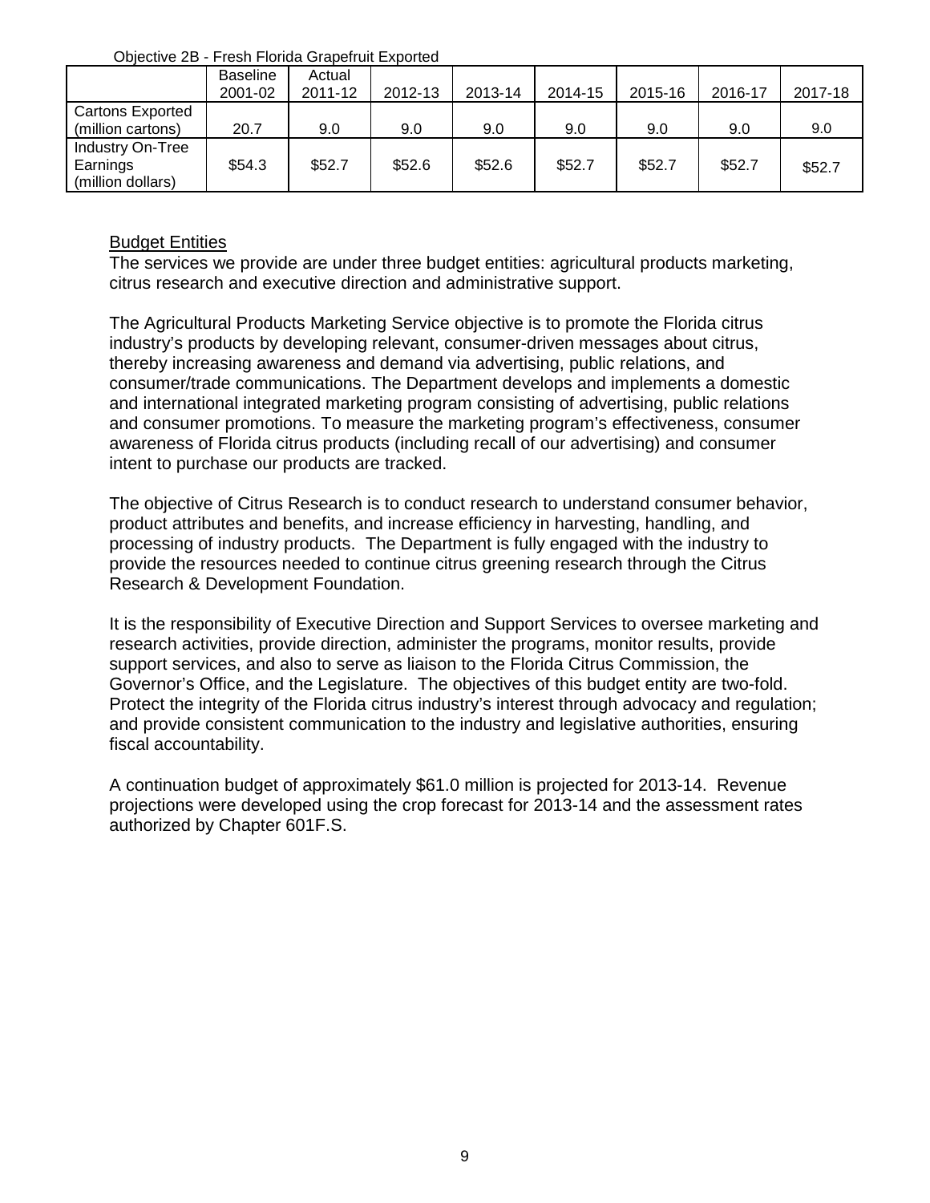Objective 2B - Fresh Florida Grapefruit Exported

| | Baseline 2001-02 | Actual 2011-12 | 2012-13 | 2013-14 | 2014-15 | 2015-16 | 2016-17 | 2017-18 |
|---|---|---|---|---|---|---|---|---|
| Cartons Exported (million cartons) | 20.7 | 9.0 | 9.0 | 9.0 | 9.0 | 9.0 | 9.0 | 9.0 |
| Industry On-Tree Earnings (million dollars) | $54.3 | $52.7 | $52.6 | $52.6 | $52.7 | $52.7 | $52.7 | $52.7 |

## Budget Entities

The services we provide are under three budget entities: agricultural products marketing, citrus research and executive direction and administrative support.

The Agricultural Products Marketing Service objective is to promote the Florida citrus industry's products by developing relevant, consumer-driven messages about citrus, thereby increasing awareness and demand via advertising, public relations, and consumer/trade communications. The Department develops and implements a domestic and international integrated marketing program consisting of advertising, public relations and consumer promotions. To measure the marketing program's effectiveness, consumer awareness of Florida citrus products (including recall of our advertising) and consumer intent to purchase our products are tracked.

The objective of Citrus Research is to conduct research to understand consumer behavior, product attributes and benefits, and increase efficiency in harvesting, handling, and processing of industry products. The Department is fully engaged with the industry to provide the resources needed to continue citrus greening research through the Citrus Research & Development Foundation.

It is the responsibility of Executive Direction and Support Services to oversee marketing and research activities, provide direction, administer the programs, monitor results, provide support services, and also to serve as liaison to the Florida Citrus Commission, the Governor's Office, and the Legislature. The objectives of this budget entity are two-fold. Protect the integrity of the Florida citrus industry's interest through advocacy and regulation; and provide consistent communication to the industry and legislative authorities, ensuring fiscal accountability.

A continuation budget of approximately $61.0 million is projected for 2013-14. Revenue projections were developed using the crop forecast for 2013-14 and the assessment rates authorized by Chapter 601F.S.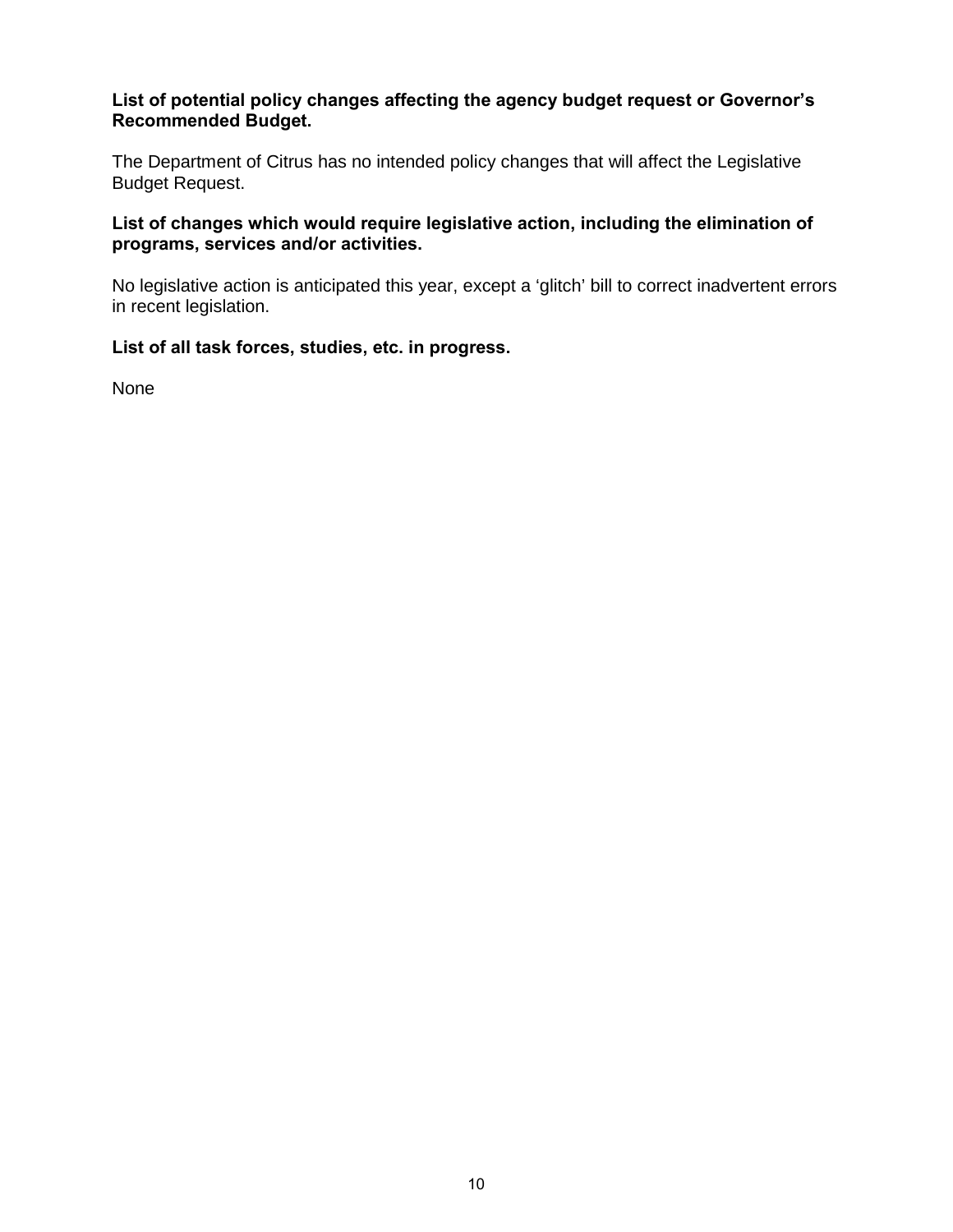**List of potential policy changes affecting the agency budget request or Governor's Recommended Budget.**

The Department of Citrus has no intended policy changes that will affect the Legislative Budget Request.

**List of changes which would require legislative action, including the elimination of programs, services and/or activities.**

No legislative action is anticipated this year, except a 'glitch' bill to correct inadvertent errors in recent legislation.

**List of all task forces, studies, etc. in progress.**

None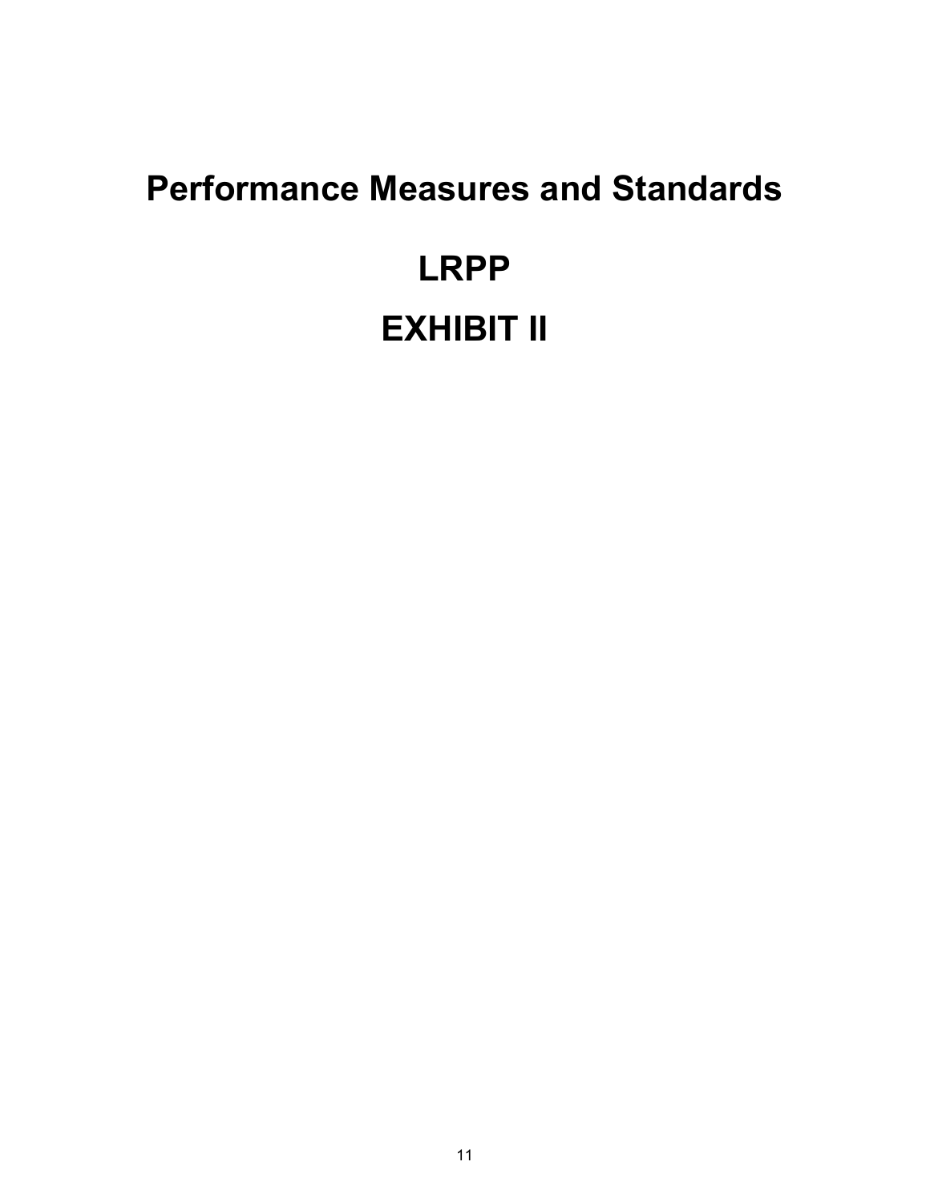# Performance Measures and Standards

# LRPP

# EXHIBIT II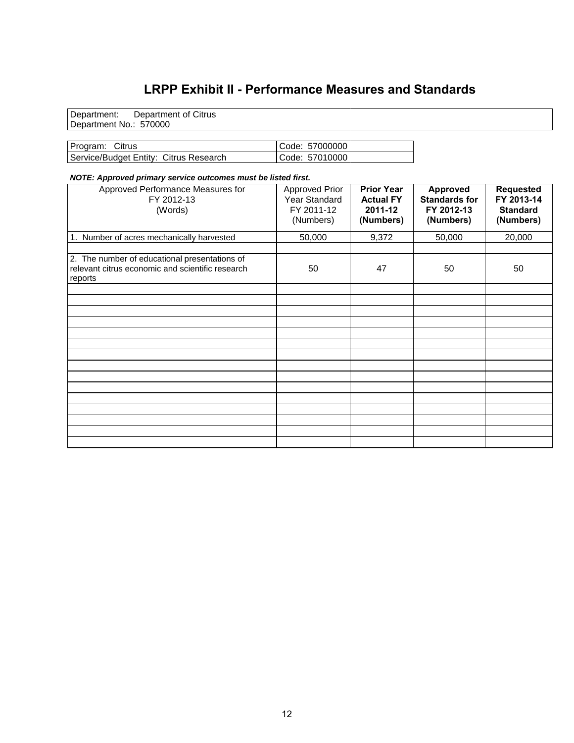# LRPP Exhibit II - Performance Measures and Standards

Department: Department of Citrus
Department No.: 570000

| Program: Citrus | Code: 57000000 |
|---|---|
| Service/Budget Entity: Citrus Research | Code: 57010000 |

***NOTE: Approved primary service outcomes must be listed first.***

| Approved Performance Measures for FY 2012-13 (Words) | Approved Prior Year Standard FY 2011-12 (Numbers) | **Prior Year Actual FY 2011-12 (Numbers)** | **Approved Standards for FY 2012-13 (Numbers)** | **Requested FY 2013-14 Standard (Numbers)** |
|---|---|---|---|---|
| 1. Number of acres mechanically harvested | 50,000 | 9,372 | 50,000 | 20,000 |
| | | | | |
| 2. The number of educational presentations of relevant citrus economic and scientific research reports | 50 | 47 | 50 | 50 |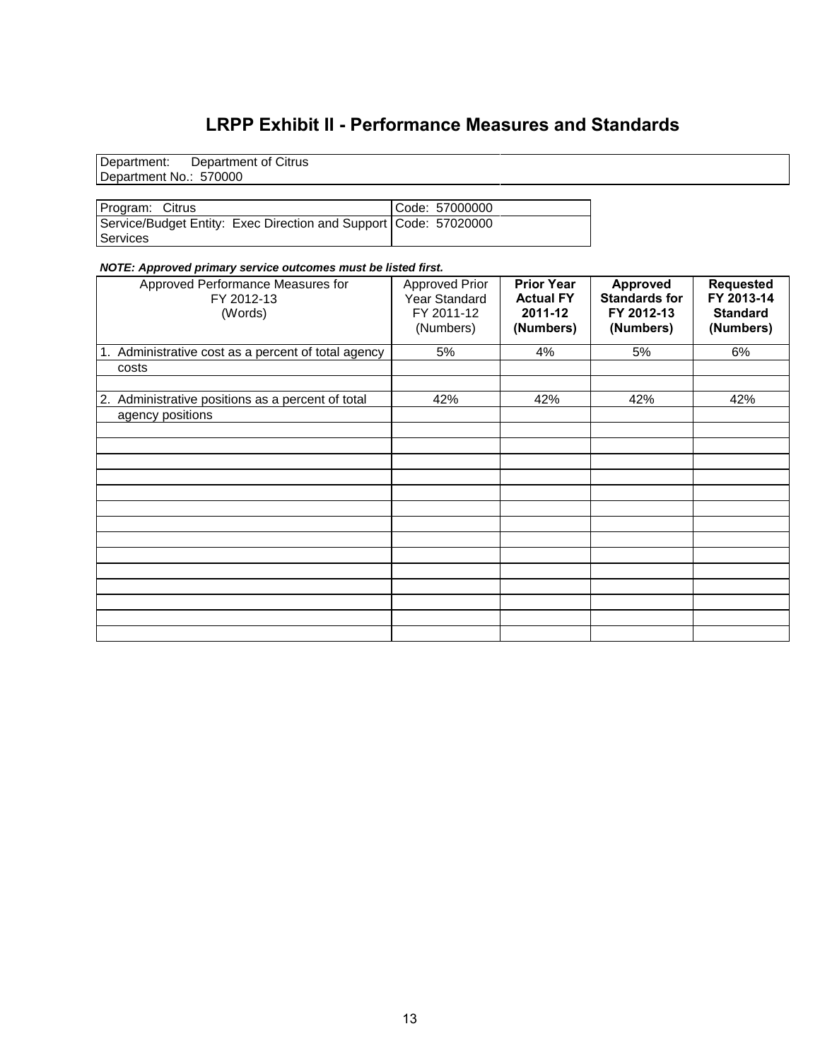# LRPP Exhibit II - Performance Measures and Standards

| Department: Department of Citrus | |
|---|---|
| Department No.: 570000 | |

| Program: Citrus | Code: 57000000 |
|---|---|
| Service/Budget Entity: Exec Direction and Support Services | Code: 57020000 |

***NOTE: Approved primary service outcomes must be listed first.***

| Approved Performance Measures for FY 2012-13 (Words) | Approved Prior Year Standard FY 2011-12 (Numbers) | **Prior Year Actual FY 2011-12 (Numbers)** | **Approved Standards for FY 2012-13 (Numbers)** | **Requested FY 2013-14 Standard (Numbers)** |
|---|---|---|---|---|
| 1. Administrative cost as a percent of total agency costs | 5% | 4% | 5% | 6% |
| 2. Administrative positions as a percent of total agency positions | 42% | 42% | 42% | 42% |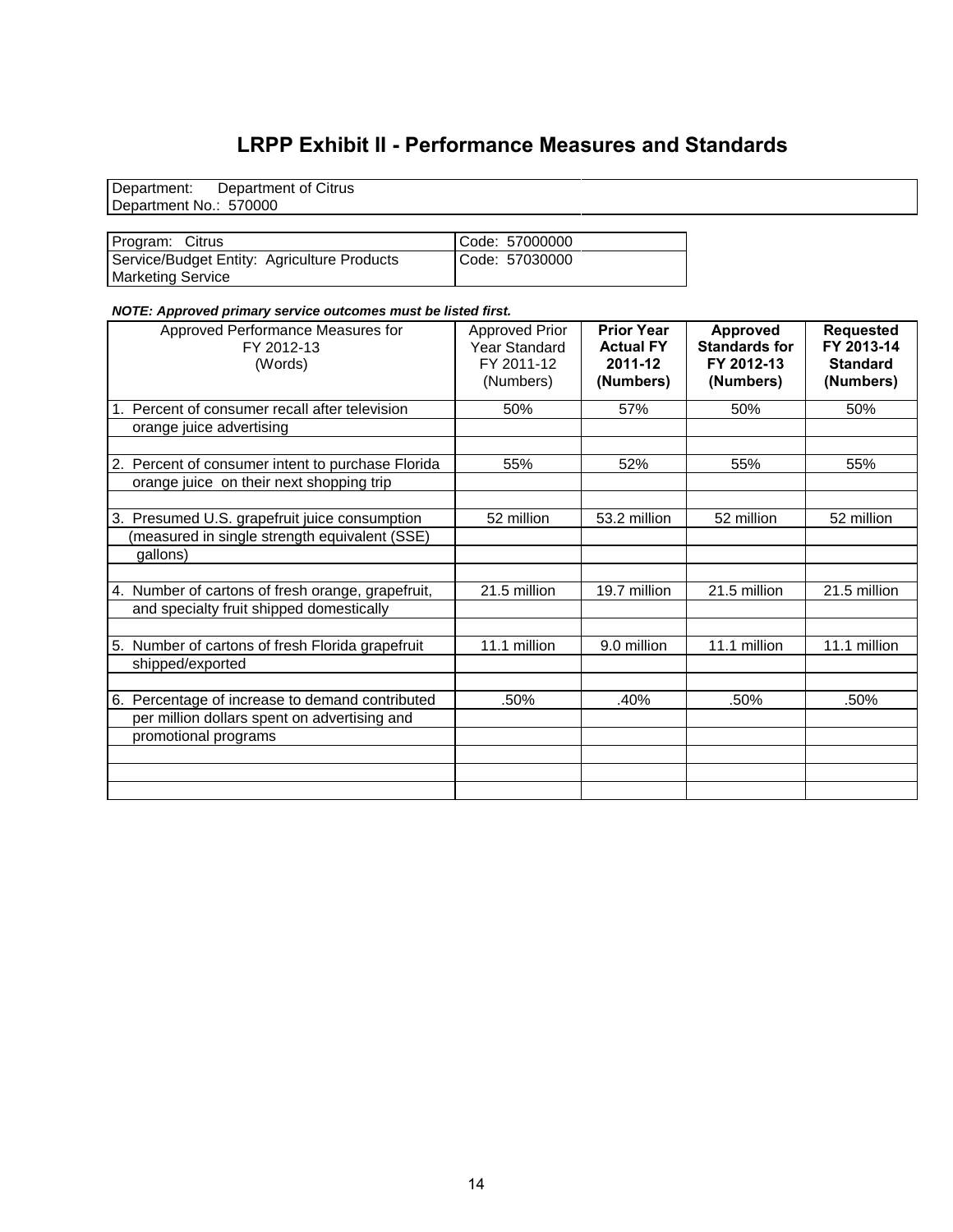# LRPP Exhibit II - Performance Measures and Standards

| Department: Department of Citrus<br>Department No.: 570000 |
|---|

| Program: Citrus | Code: 57000000 |
|---|---|
| Service/Budget Entity: Agriculture Products Marketing Service | Code: 57030000 |

***NOTE: Approved primary service outcomes must be listed first.***

| Approved Performance Measures for FY 2012-13 (Words) | Approved Prior Year Standard FY 2011-12 (Numbers) | **Prior Year Actual FY 2011-12 (Numbers)** | **Approved Standards for FY 2012-13 (Numbers)** | **Requested FY 2013-14 Standard (Numbers)** |
|---|---|---|---|---|
| 1. Percent of consumer recall after television orange juice advertising | 50% | 57% | 50% | 50% |
| 2. Percent of consumer intent to purchase Florida orange juice on their next shopping trip | 55% | 52% | 55% | 55% |
| 3. Presumed U.S. grapefruit juice consumption (measured in single strength equivalent (SSE) gallons) | 52 million | 53.2 million | 52 million | 52 million |
| 4. Number of cartons of fresh orange, grapefruit, and specialty fruit shipped domestically | 21.5 million | 19.7 million | 21.5 million | 21.5 million |
| 5. Number of cartons of fresh Florida grapefruit shipped/exported | 11.1 million | 9.0 million | 11.1 million | 11.1 million |
| 6. Percentage of increase to demand contributed per million dollars spent on advertising and promotional programs | .50% | .40% | .50% | .50% |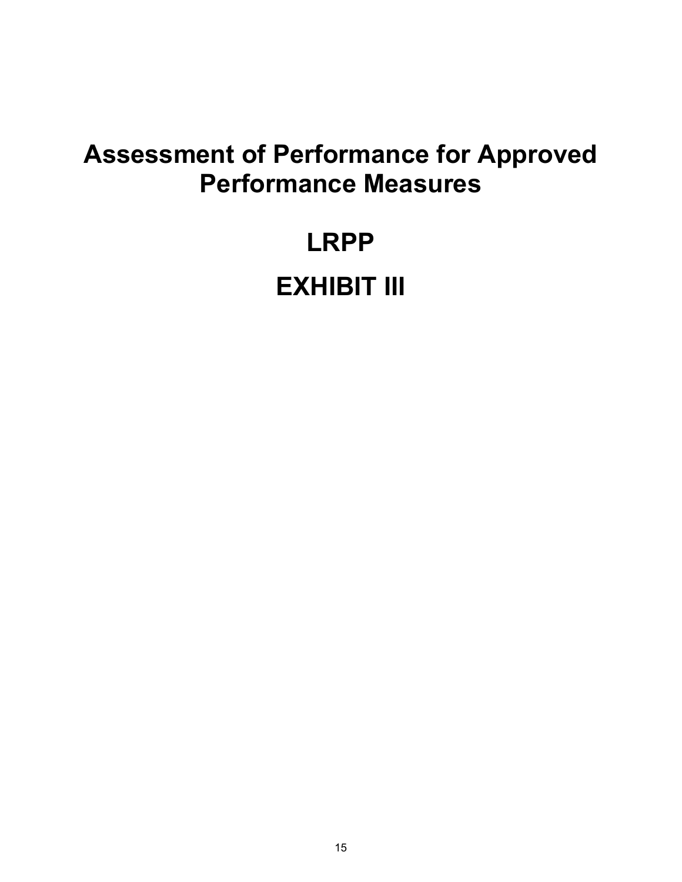# Assessment of Performance for Approved Performance Measures

# LRPP

# EXHIBIT III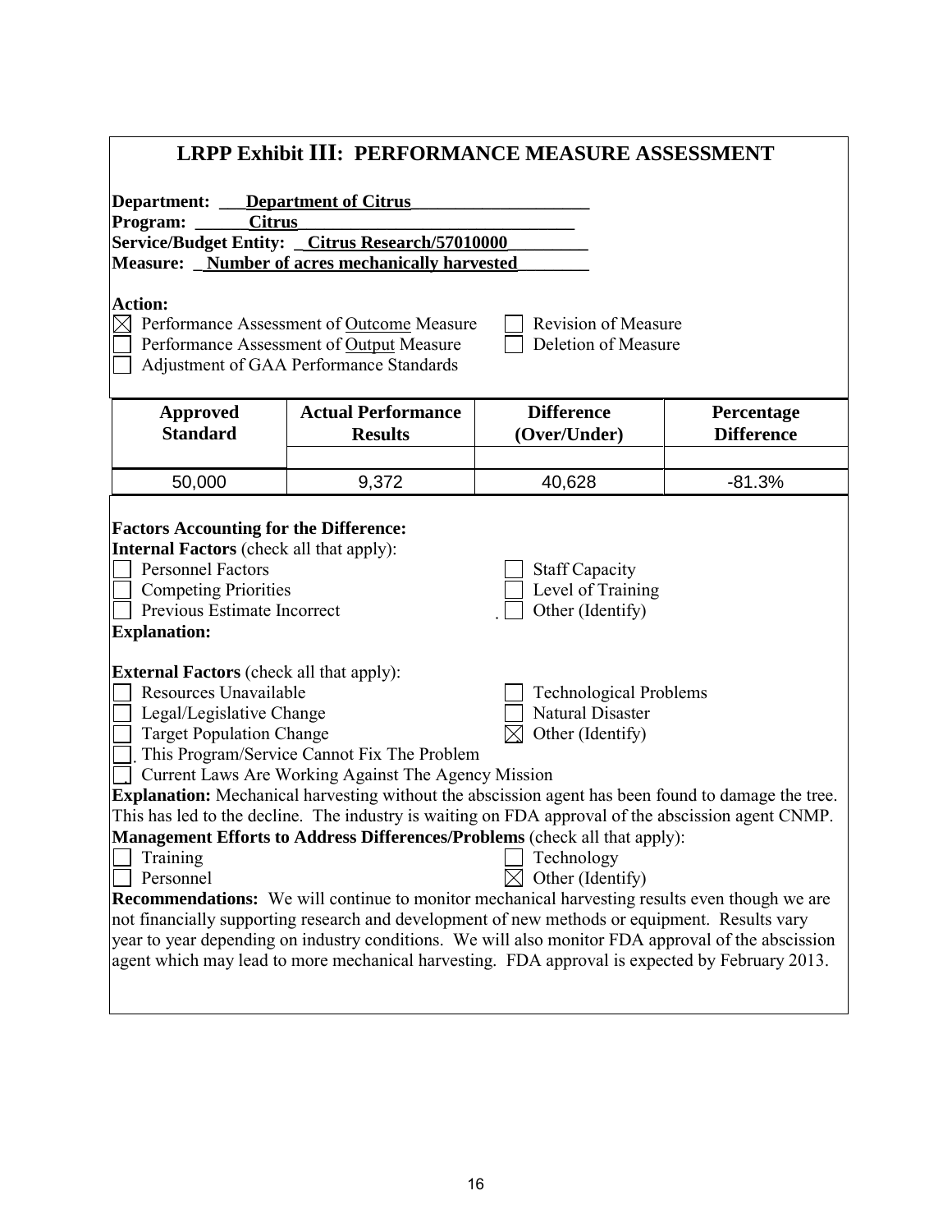# LRPP Exhibit III: PERFORMANCE MEASURE ASSESSMENT

**Department:** ___**Department of Citrus**___
**Program:** ___**Citrus**___
**Service/Budget Entity:** _**Citrus Research/57010000**_
**Measure:** _**Number of acres mechanically harvested**_

**Action:**

- [x] Performance Assessment of Outcome Measure
- [ ] Revision of Measure
- [ ] Performance Assessment of Output Measure
- [ ] Deletion of Measure
- [ ] Adjustment of GAA Performance Standards

| Approved Standard | Actual Performance Results | Difference (Over/Under) | Percentage Difference |
|---|---|---|---|
| 50,000 | 9,372 | 40,628 | -81.3% |

**Factors Accounting for the Difference:**

**Internal Factors** (check all that apply):

- [ ] Personnel Factors
- [ ] Staff Capacity
- [ ] Competing Priorities
- [ ] Level of Training
- [ ] Previous Estimate Incorrect
- [ ] Other (Identify)

**Explanation:**

**External Factors** (check all that apply):

- [ ] Resources Unavailable
- [ ] Technological Problems
- [ ] Legal/Legislative Change
- [ ] Natural Disaster
- [ ] Target Population Change
- [x] Other (Identify)
- [ ] This Program/Service Cannot Fix The Problem
- [ ] Current Laws Are Working Against The Agency Mission

**Explanation:** Mechanical harvesting without the abscission agent has been found to damage the tree. This has led to the decline. The industry is waiting on FDA approval of the abscission agent CNMP.

**Management Efforts to Address Differences/Problems** (check all that apply):

- [ ] Training
- [ ] Technology
- [ ] Personnel
- [x] Other (Identify)

**Recommendations:** We will continue to monitor mechanical harvesting results even though we are not financially supporting research and development of new methods or equipment. Results vary year to year depending on industry conditions. We will also monitor FDA approval of the abscission agent which may lead to more mechanical harvesting. FDA approval is expected by February 2013.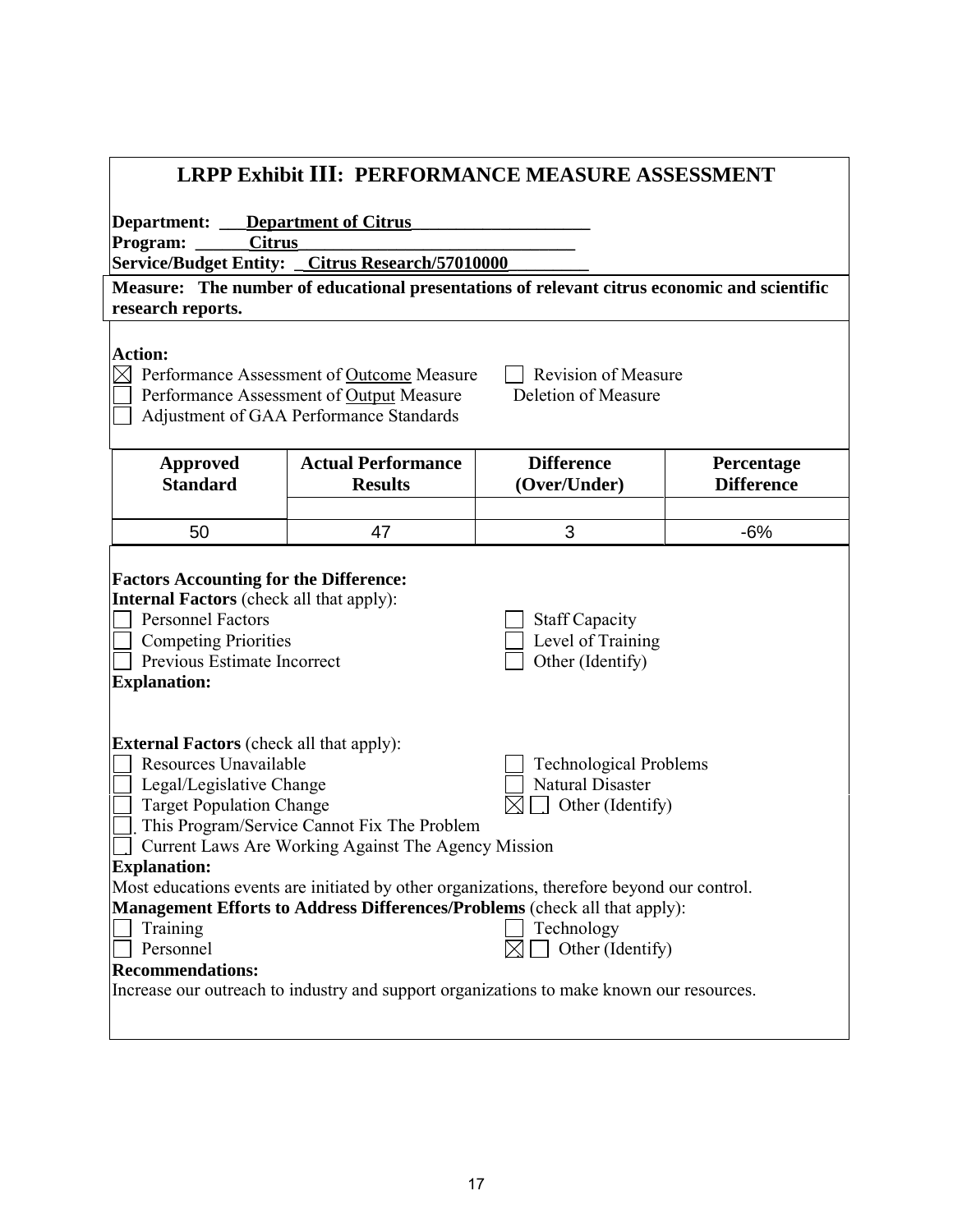# LRPP Exhibit III: PERFORMANCE MEASURE ASSESSMENT

**Department:** ___**Department of Citrus**____________________
**Program:** ______**Citrus**________________________________
**Service/Budget Entity:** _**Citrus Research/57010000**_________

**Measure: The number of educational presentations of relevant citrus economic and scientific research reports.**

**Action:**

- ☒ Performance Assessment of Outcome Measure
- ☐ Performance Assessment of Output Measure
- ☐ Adjustment of GAA Performance Standards
- ☐ Revision of Measure
- Deletion of Measure

| Approved Standard | Actual Performance Results | Difference (Over/Under) | Percentage Difference |
|---|---|---|---|
| 50 | 47 | 3 | -6% |

**Factors Accounting for the Difference:**

**Internal Factors** (check all that apply):

- ☐ Personnel Factors
- ☐ Competing Priorities
- ☐ Previous Estimate Incorrect
- ☐ Staff Capacity
- ☐ Level of Training
- ☐ Other (Identify)

**Explanation:**

**External Factors** (check all that apply):

- ☐ Resources Unavailable
- ☐ Legal/Legislative Change
- ☐ Target Population Change
- ☐ This Program/Service Cannot Fix The Problem
- ☐ Current Laws Are Working Against The Agency Mission
- ☐ Technological Problems
- ☐ Natural Disaster
- ☒ ☐ Other (Identify)

**Explanation:**

Most educations events are initiated by other organizations, therefore beyond our control.

**Management Efforts to Address Differences/Problems** (check all that apply):

- ☐ Training
- ☐ Personnel
- ☐ Technology
- ☒ ☐ Other (Identify)

**Recommendations:**

Increase our outreach to industry and support organizations to make known our resources.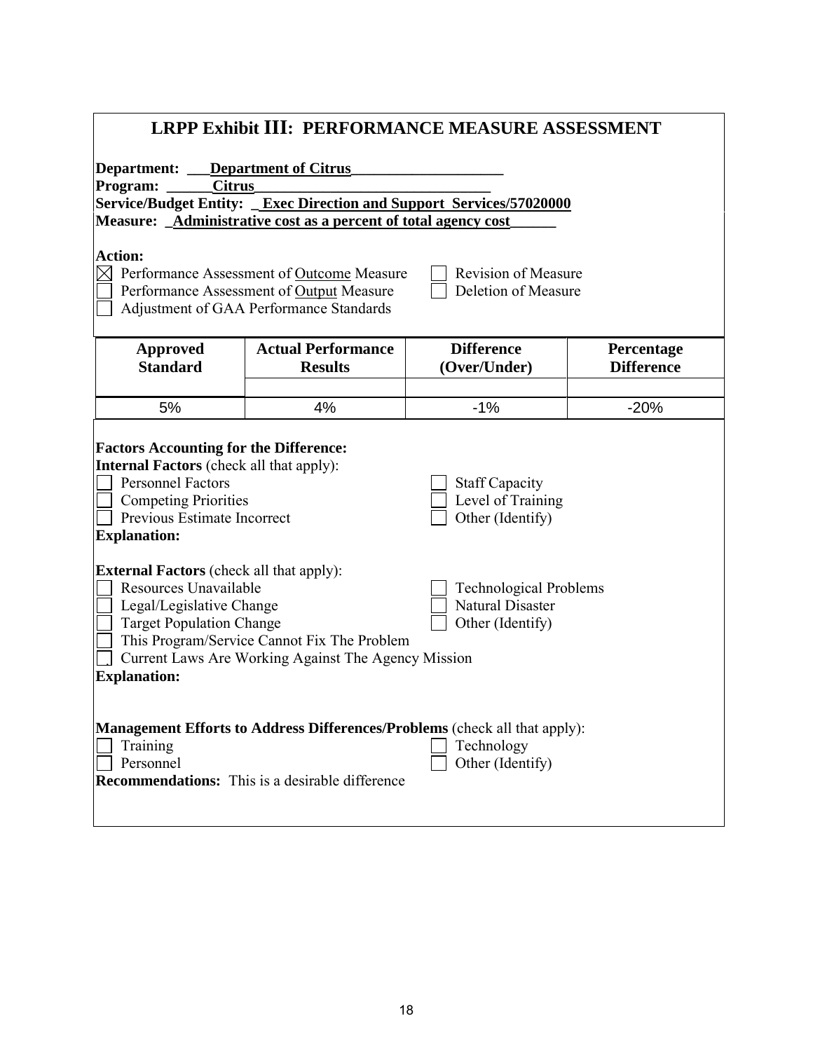## LRPP Exhibit III: PERFORMANCE MEASURE ASSESSMENT

**Department:** ___**Department of Citrus**____________________
**Program:** ______**Citrus**________________________________
**Service/Budget Entity:** _**Exec Direction and Support Services/57020000**
**Measure:** _**Administrative cost as a percent of total agency cost**______

**Action:**

- [x] Performance Assessment of Outcome Measure
- [ ] Revision of Measure
- [ ] Performance Assessment of Output Measure
- [ ] Deletion of Measure
- [ ] Adjustment of GAA Performance Standards

| Approved Standard | Actual Performance Results | Difference (Over/Under) | Percentage Difference |
|---|---|---|---|
| 5% | 4% | -1% | -20% |

**Factors Accounting for the Difference:**

**Internal Factors** (check all that apply):

- [ ] Personnel Factors
- [ ] Staff Capacity
- [ ] Competing Priorities
- [ ] Level of Training
- [ ] Previous Estimate Incorrect
- [ ] Other (Identify)

**Explanation:**

**External Factors** (check all that apply):

- [ ] Resources Unavailable
- [ ] Technological Problems
- [ ] Legal/Legislative Change
- [ ] Natural Disaster
- [ ] Target Population Change
- [ ] Other (Identify)
- [ ] This Program/Service Cannot Fix The Problem
- [ ] Current Laws Are Working Against The Agency Mission

**Explanation:**

**Management Efforts to Address Differences/Problems** (check all that apply):

- [ ] Training
- [ ] Technology
- [ ] Personnel
- [ ] Other (Identify)

**Recommendations:** This is a desirable difference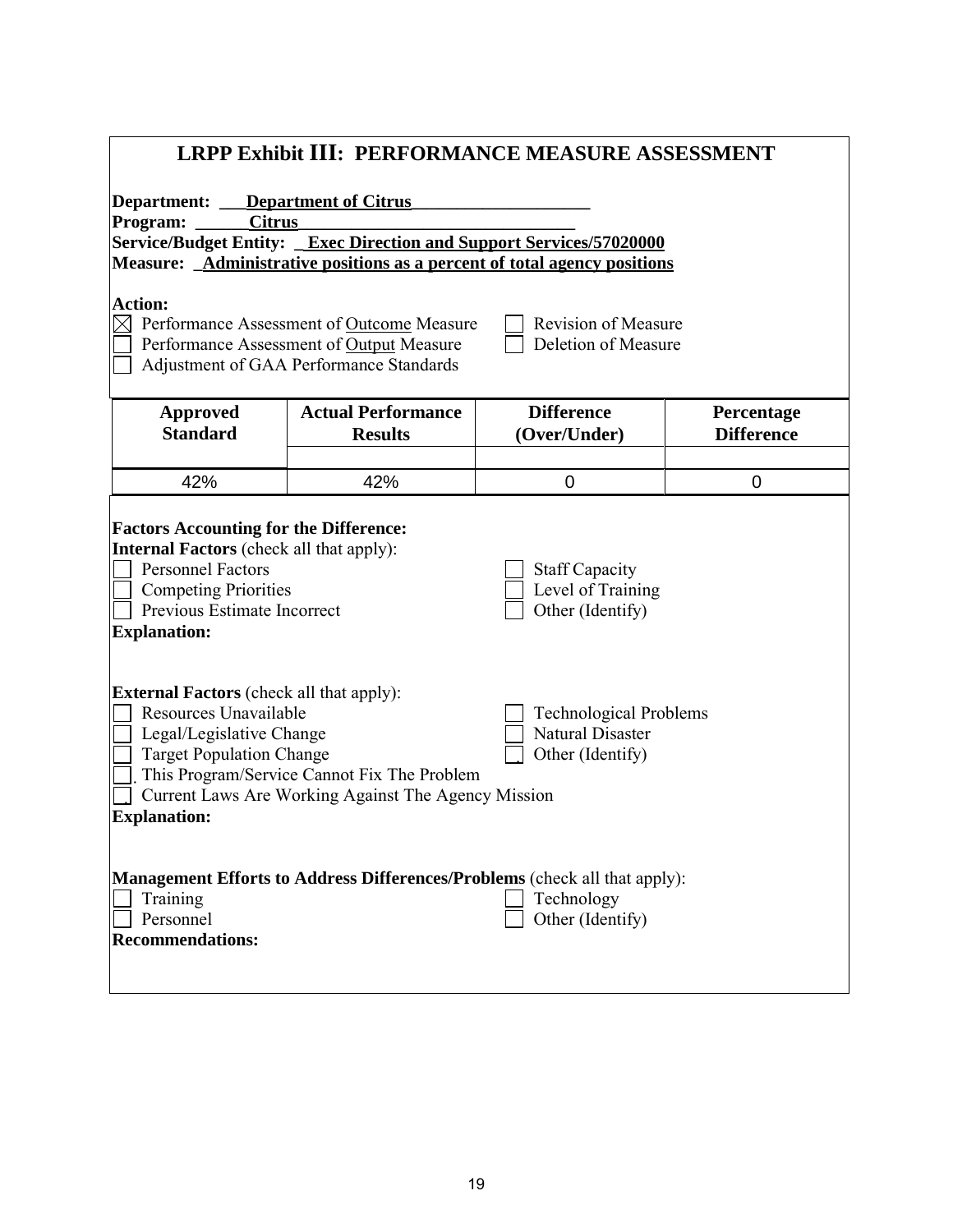# LRPP Exhibit III: PERFORMANCE MEASURE ASSESSMENT

**Department:** **Department of Citrus**
**Program:** **Citrus**
**Service/Budget Entity:** **Exec Direction and Support Services/57020000**
**Measure:** **Administrative positions as a percent of total agency positions**

**Action:**

- ☒ Performance Assessment of Outcome Measure
- ☐ Performance Assessment of Output Measure
- ☐ Adjustment of GAA Performance Standards
- ☐ Revision of Measure
- ☐ Deletion of Measure

| Approved Standard | Actual Performance Results | Difference (Over/Under) | Percentage Difference |
|---|---|---|---|
| 42% | 42% | 0 | 0 |

**Factors Accounting for the Difference:**

**Internal Factors** (check all that apply):

- ☐ Personnel Factors
- ☐ Competing Priorities
- ☐ Previous Estimate Incorrect
- ☐ Staff Capacity
- ☐ Level of Training
- ☐ Other (Identify)

**Explanation:**

**External Factors** (check all that apply):

- ☐ Resources Unavailable
- ☐ Legal/Legislative Change
- ☐ Target Population Change
- ☐ This Program/Service Cannot Fix The Problem
- ☐ Current Laws Are Working Against The Agency Mission
- ☐ Technological Problems
- ☐ Natural Disaster
- ☐ Other (Identify)

**Explanation:**

**Management Efforts to Address Differences/Problems** (check all that apply):

- ☐ Training
- ☐ Personnel
- ☐ Technology
- ☐ Other (Identify)

**Recommendations:**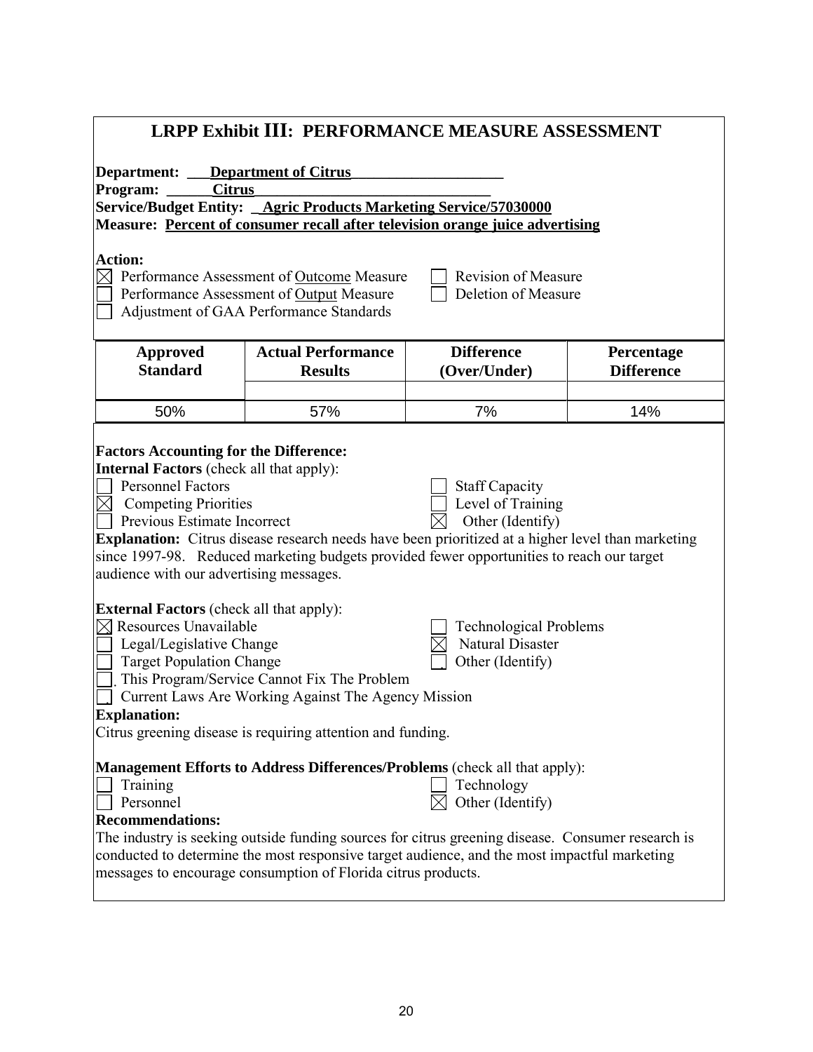# LRPP Exhibit III: PERFORMANCE MEASURE ASSESSMENT

**Department:** Department of Citrus
**Program:** Citrus
**Service/Budget Entity:** Agric Products Marketing Service/57030000
**Measure:** Percent of consumer recall after television orange juice advertising

**Action:**

- ☒ Performance Assessment of Outcome Measure
- ☐ Performance Assessment of Output Measure
- ☐ Adjustment of GAA Performance Standards
- ☐ Revision of Measure
- ☐ Deletion of Measure

| Approved Standard | Actual Performance Results | Difference (Over/Under) | Percentage Difference |
|---|---|---|---|
| 50% | 57% | 7% | 14% |

**Factors Accounting for the Difference:**

**Internal Factors** (check all that apply):

- ☐ Personnel Factors
- ☒ Competing Priorities
- ☐ Previous Estimate Incorrect
- ☐ Staff Capacity
- ☐ Level of Training
- ☒ Other (Identify)

**Explanation:** Citrus disease research needs have been prioritized at a higher level than marketing since 1997-98. Reduced marketing budgets provided fewer opportunities to reach our target audience with our advertising messages.

**External Factors** (check all that apply):

- ☒ Resources Unavailable
- ☐ Legal/Legislative Change
- ☐ Target Population Change
- ☐ This Program/Service Cannot Fix The Problem
- ☐ Current Laws Are Working Against The Agency Mission
- ☐ Technological Problems
- ☒ Natural Disaster
- ☐ Other (Identify)

**Explanation:**
Citrus greening disease is requiring attention and funding.

**Management Efforts to Address Differences/Problems** (check all that apply):

- ☐ Training
- ☐ Personnel
- ☐ Technology
- ☒ Other (Identify)

**Recommendations:**
The industry is seeking outside funding sources for citrus greening disease. Consumer research is conducted to determine the most responsive target audience, and the most impactful marketing messages to encourage consumption of Florida citrus products.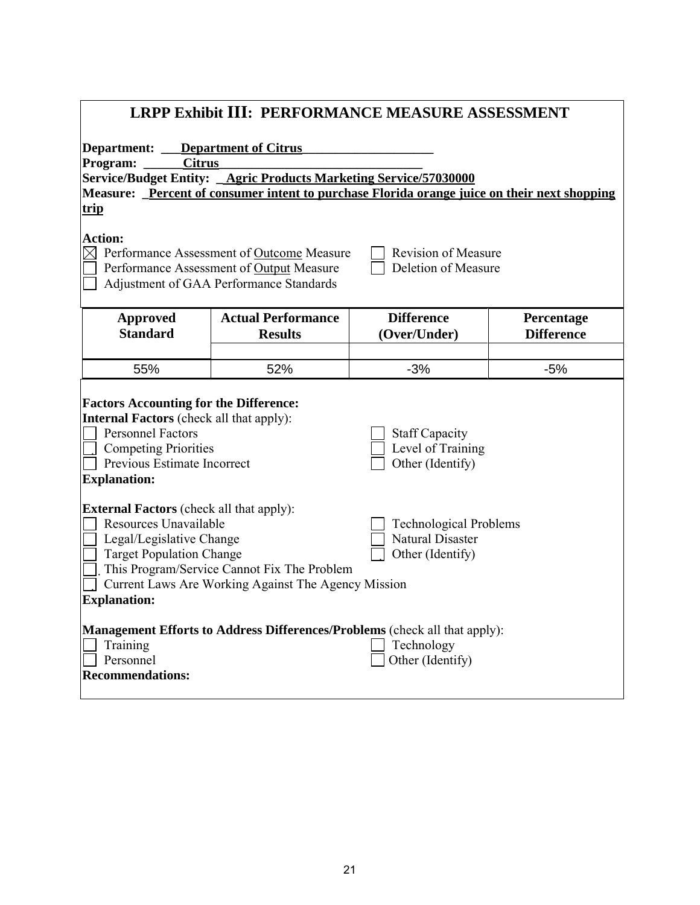## LRPP Exhibit III: PERFORMANCE MEASURE ASSESSMENT

**Department:** **Department of Citrus**
**Program:** **Citrus**
**Service/Budget Entity:** **Agric Products Marketing Service/57030000**
**Measure:** **Percent of consumer intent to purchase Florida orange juice on their next shopping trip**

**Action:**

- [x] Performance Assessment of Outcome Measure
- [ ] Performance Assessment of Output Measure
- [ ] Adjustment of GAA Performance Standards
- [ ] Revision of Measure
- [ ] Deletion of Measure

| Approved Standard | Actual Performance Results | Difference (Over/Under) | Percentage Difference |
|---|---|---|---|
| 55% | 52% | -3% | -5% |

**Factors Accounting for the Difference:**

**Internal Factors** (check all that apply):

- [ ] Personnel Factors
- [ ] Competing Priorities
- [ ] Previous Estimate Incorrect
- [ ] Staff Capacity
- [ ] Level of Training
- [ ] Other (Identify)

**Explanation:**

**External Factors** (check all that apply):

- [ ] Resources Unavailable
- [ ] Legal/Legislative Change
- [ ] Target Population Change
- [ ] This Program/Service Cannot Fix The Problem
- [ ] Current Laws Are Working Against The Agency Mission
- [ ] Technological Problems
- [ ] Natural Disaster
- [ ] Other (Identify)

**Explanation:**

**Management Efforts to Address Differences/Problems** (check all that apply):

- [ ] Training
- [ ] Personnel
- [ ] Technology
- [ ] Other (Identify)

**Recommendations:**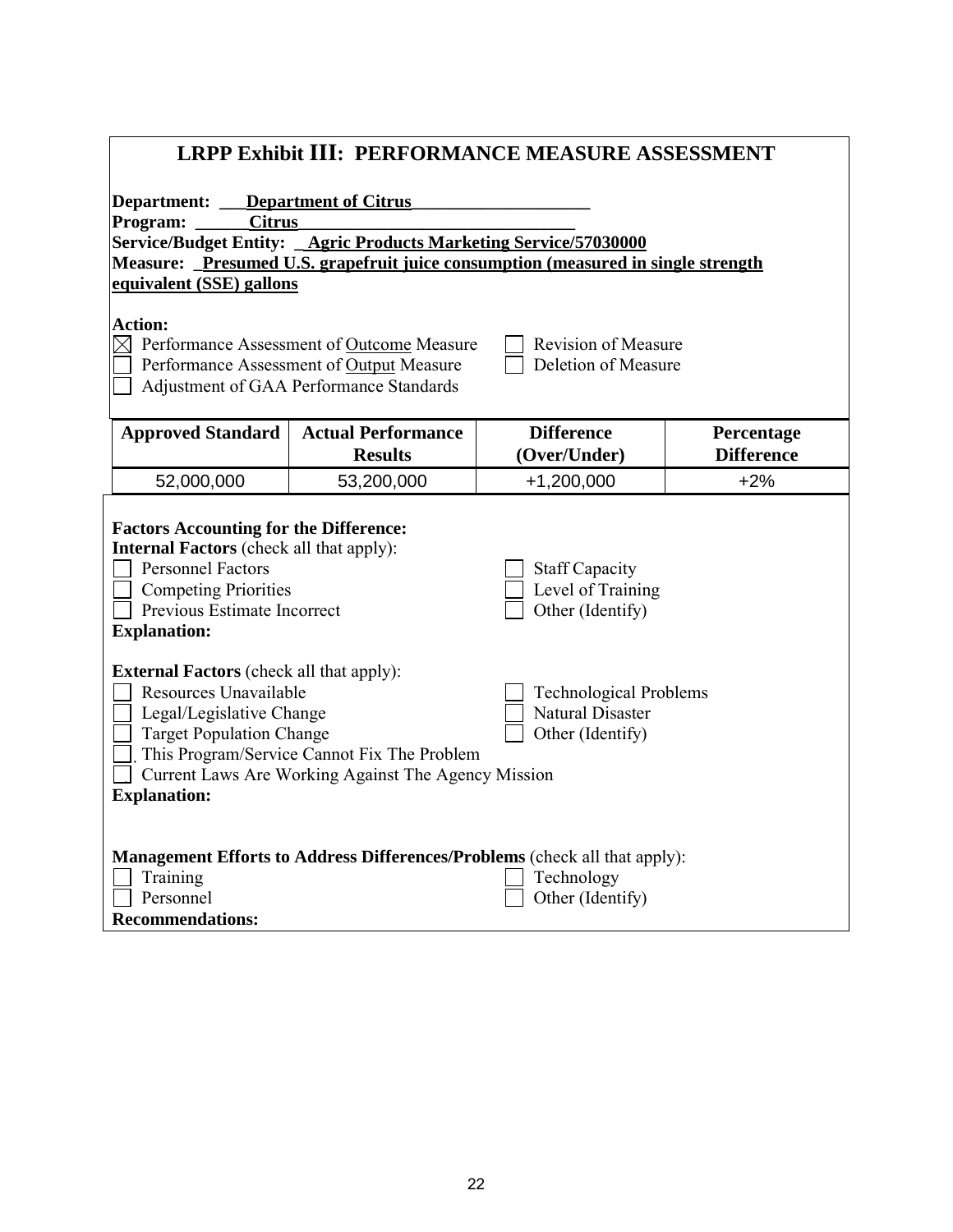# LRPP Exhibit III: PERFORMANCE MEASURE ASSESSMENT

**Department:** **Department of Citrus**
**Program:** **Citrus**
**Service/Budget Entity:** **Agric Products Marketing Service/57030000**
**Measure:** **Presumed U.S. grapefruit juice consumption (measured in single strength equivalent (SSE) gallons**

**Action:**

- ☒ Performance Assessment of Outcome Measure
- ☐ Performance Assessment of Output Measure
- ☐ Adjustment of GAA Performance Standards
- ☐ Revision of Measure
- ☐ Deletion of Measure

| Approved Standard | Actual Performance Results | Difference (Over/Under) | Percentage Difference |
|---|---|---|---|
| 52,000,000 | 53,200,000 | +1,200,000 | +2% |

**Factors Accounting for the Difference:**
**Internal Factors** (check all that apply):

- ☐ Personnel Factors
- ☐ Competing Priorities
- ☐ Previous Estimate Incorrect
- ☐ Staff Capacity
- ☐ Level of Training
- ☐ Other (Identify)

**Explanation:**

**External Factors** (check all that apply):

- ☐ Resources Unavailable
- ☐ Legal/Legislative Change
- ☐ Target Population Change
- ☐ This Program/Service Cannot Fix The Problem
- ☐ Current Laws Are Working Against The Agency Mission
- ☐ Technological Problems
- ☐ Natural Disaster
- ☐ Other (Identify)

**Explanation:**

**Management Efforts to Address Differences/Problems** (check all that apply):

- ☐ Training
- ☐ Personnel
- ☐ Technology
- ☐ Other (Identify)

**Recommendations:**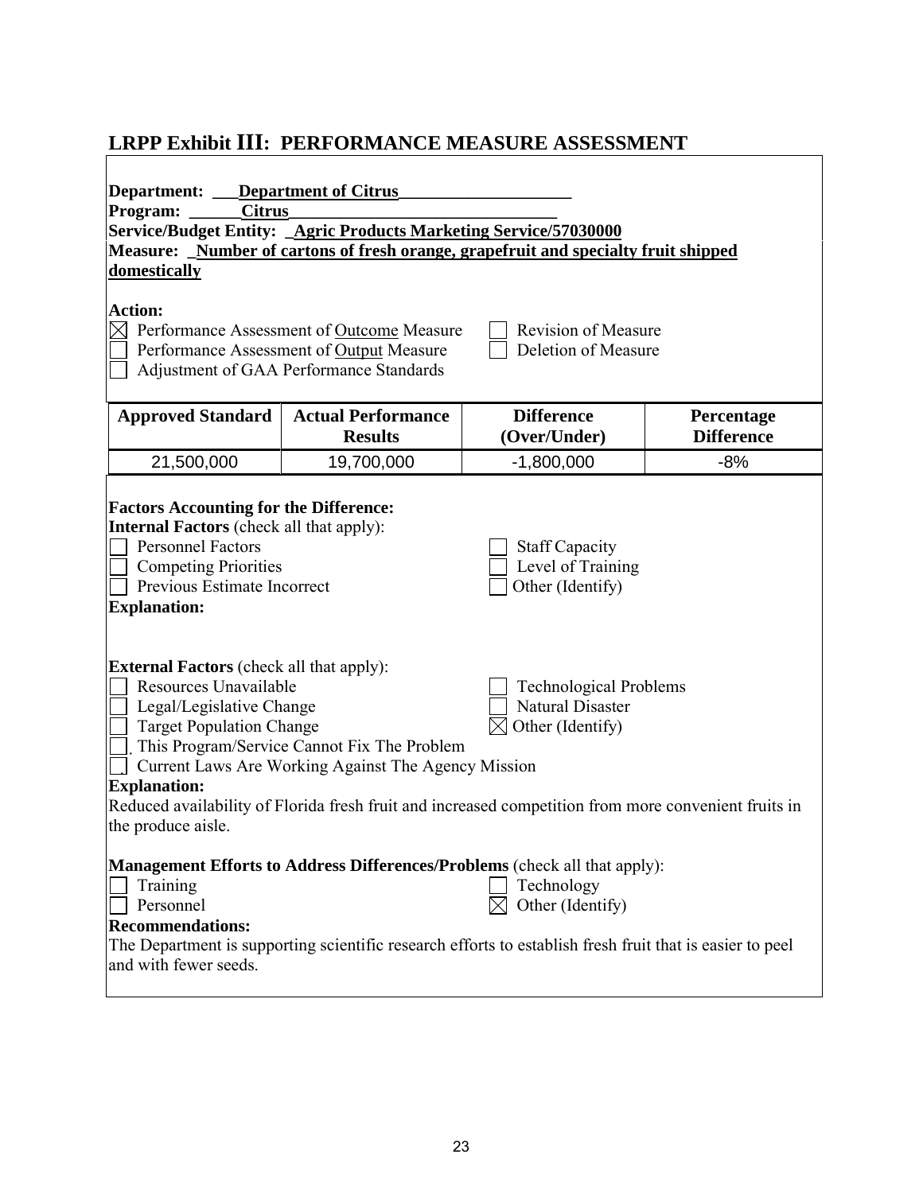# LRPP Exhibit III: PERFORMANCE MEASURE ASSESSMENT

**Department:** Department of Citrus
**Program:** Citrus
**Service/Budget Entity:** Agric Products Marketing Service/57030000
**Measure:** Number of cartons of fresh orange, grapefruit and specialty fruit shipped domestically

**Action:**

- [x] Performance Assessment of Outcome Measure
- [ ] Revision of Measure
- [ ] Performance Assessment of Output Measure
- [ ] Deletion of Measure
- [ ] Adjustment of GAA Performance Standards

| Approved Standard | Actual Performance Results | Difference (Over/Under) | Percentage Difference |
|---|---|---|---|
| 21,500,000 | 19,700,000 | -1,800,000 | -8% |

**Factors Accounting for the Difference:**

**Internal Factors** (check all that apply):

- [ ] Personnel Factors
- [ ] Staff Capacity
- [ ] Competing Priorities
- [ ] Level of Training
- [ ] Previous Estimate Incorrect
- [ ] Other (Identify)

**Explanation:**

**External Factors** (check all that apply):

- [ ] Resources Unavailable
- [ ] Technological Problems
- [ ] Legal/Legislative Change
- [ ] Natural Disaster
- [ ] Target Population Change
- [x] Other (Identify)
- [ ] This Program/Service Cannot Fix The Problem
- [ ] Current Laws Are Working Against The Agency Mission

**Explanation:**
Reduced availability of Florida fresh fruit and increased competition from more convenient fruits in the produce aisle.

**Management Efforts to Address Differences/Problems** (check all that apply):

- [ ] Training
- [ ] Technology
- [ ] Personnel
- [x] Other (Identify)

**Recommendations:**
The Department is supporting scientific research efforts to establish fresh fruit that is easier to peel and with fewer seeds.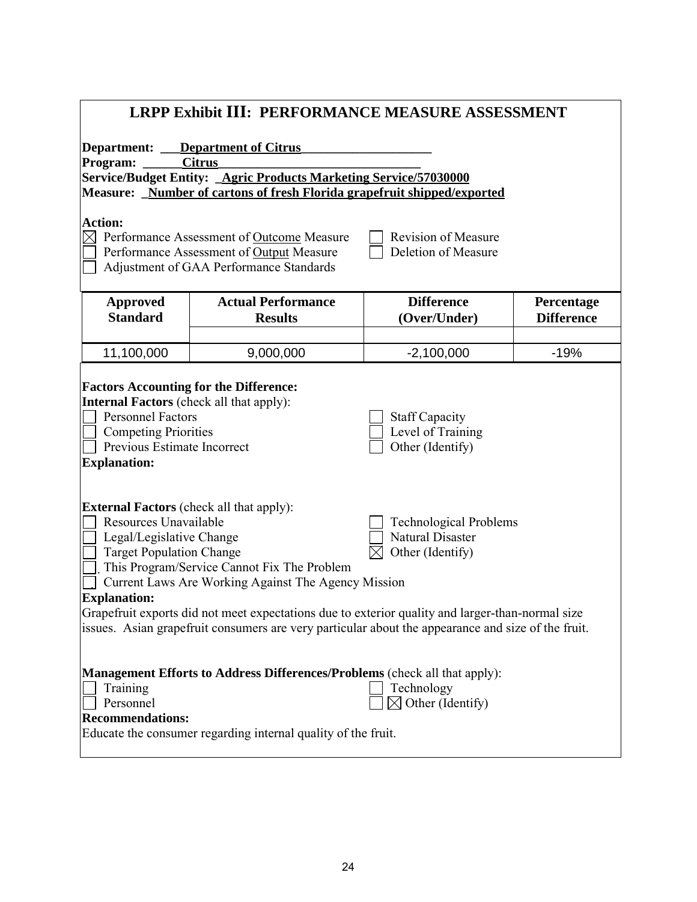# LRPP Exhibit III: PERFORMANCE MEASURE ASSESSMENT

**Department:** Department of Citrus
**Program:** Citrus
**Service/Budget Entity:** Agric Products Marketing Service/57030000
**Measure:** Number of cartons of fresh Florida grapefruit shipped/exported

**Action:**

- ☒ Performance Assessment of Outcome Measure
- ☐ Performance Assessment of Output Measure
- ☐ Adjustment of GAA Performance Standards
- ☐ Revision of Measure
- ☐ Deletion of Measure

| Approved Standard | Actual Performance Results | Difference (Over/Under) | Percentage Difference |
|---|---|---|---|
| 11,100,000 | 9,000,000 | -2,100,000 | -19% |

**Factors Accounting for the Difference:**

**Internal Factors** (check all that apply):

- ☐ Personnel Factors
- ☐ Competing Priorities
- ☐ Previous Estimate Incorrect
- ☐ Staff Capacity
- ☐ Level of Training
- ☐ Other (Identify)

**Explanation:**

**External Factors** (check all that apply):

- ☐ Resources Unavailable
- ☐ Legal/Legislative Change
- ☐ Target Population Change
- ☐ This Program/Service Cannot Fix The Problem
- ☐ Current Laws Are Working Against The Agency Mission
- ☐ Technological Problems
- ☐ Natural Disaster
- ☒ Other (Identify)

**Explanation:**
Grapefruit exports did not meet expectations due to exterior quality and larger-than-normal size issues. Asian grapefruit consumers are very particular about the appearance and size of the fruit.

**Management Efforts to Address Differences/Problems** (check all that apply):

- ☐ Training
- ☐ Personnel
- ☐ Technology
- ☒ Other (Identify)

**Recommendations:**
Educate the consumer regarding internal quality of the fruit.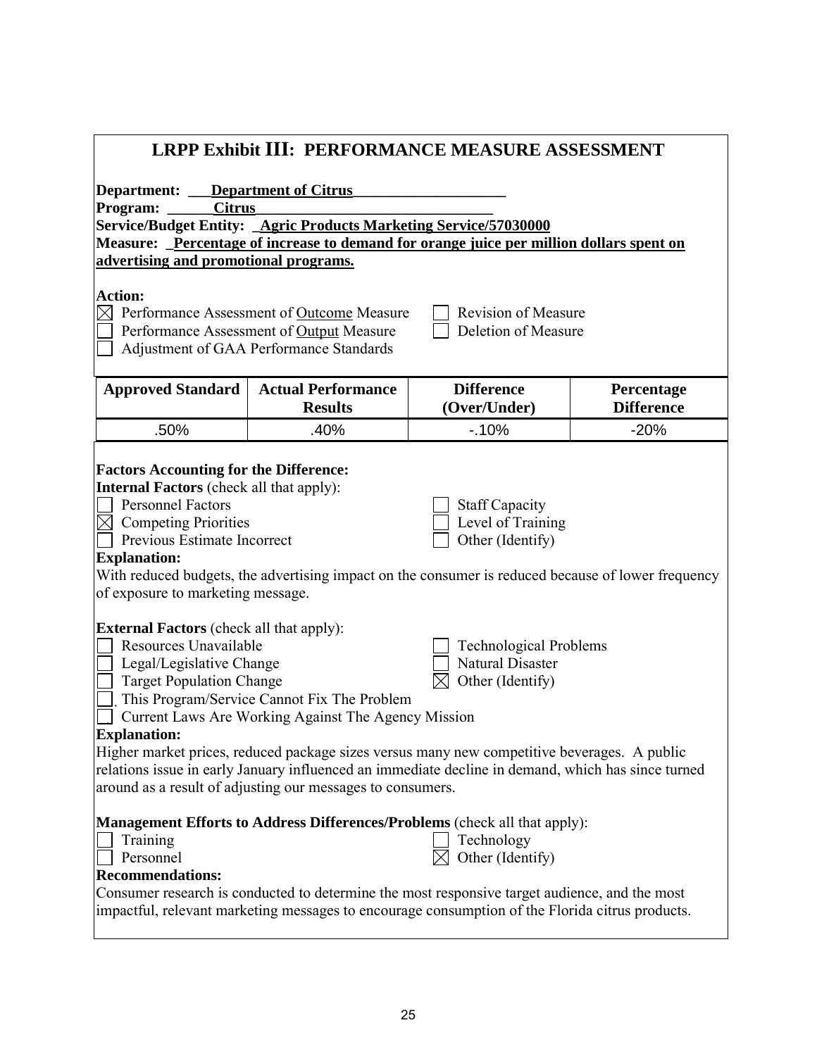# LRPP Exhibit III: PERFORMANCE MEASURE ASSESSMENT

**Department:** Department of Citrus
**Program:** Citrus
**Service/Budget Entity:** Agric Products Marketing Service/57030000
**Measure:** Percentage of increase to demand for orange juice per million dollars spent on advertising and promotional programs.

**Action:**

- [x] Performance Assessment of Outcome Measure
- [ ] Performance Assessment of Output Measure
- [ ] Adjustment of GAA Performance Standards
- [ ] Revision of Measure
- [ ] Deletion of Measure

| Approved Standard | Actual Performance Results | Difference (Over/Under) | Percentage Difference |
|---|---|---|---|
| .50% | .40% | -.10% | -20% |

**Factors Accounting for the Difference:**

**Internal Factors** (check all that apply):

- [ ] Personnel Factors
- [x] Competing Priorities
- [ ] Previous Estimate Incorrect
- [ ] Staff Capacity
- [ ] Level of Training
- [ ] Other (Identify)

**Explanation:**
With reduced budgets, the advertising impact on the consumer is reduced because of lower frequency of exposure to marketing message.

**External Factors** (check all that apply):

- [ ] Resources Unavailable
- [ ] Legal/Legislative Change
- [ ] Target Population Change
- [ ] This Program/Service Cannot Fix The Problem
- [ ] Current Laws Are Working Against The Agency Mission
- [ ] Technological Problems
- [ ] Natural Disaster
- [x] Other (Identify)

**Explanation:**
Higher market prices, reduced package sizes versus many new competitive beverages. A public relations issue in early January influenced an immediate decline in demand, which has since turned around as a result of adjusting our messages to consumers.

**Management Efforts to Address Differences/Problems** (check all that apply):

- [ ] Training
- [ ] Personnel
- [ ] Technology
- [x] Other (Identify)

**Recommendations:**
Consumer research is conducted to determine the most responsive target audience, and the most impactful, relevant marketing messages to encourage consumption of the Florida citrus products.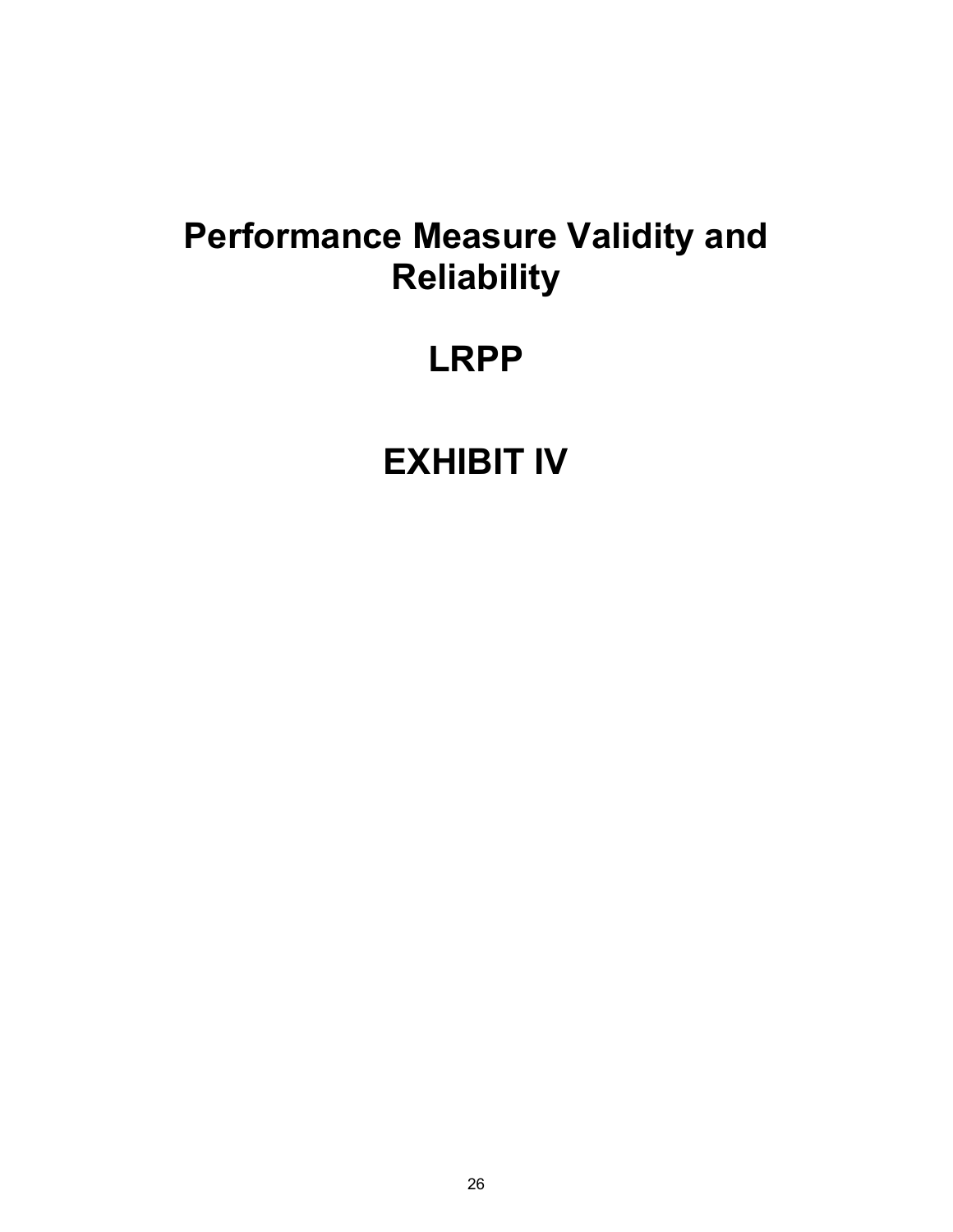# Performance Measure Validity and Reliability

# LRPP

# EXHIBIT IV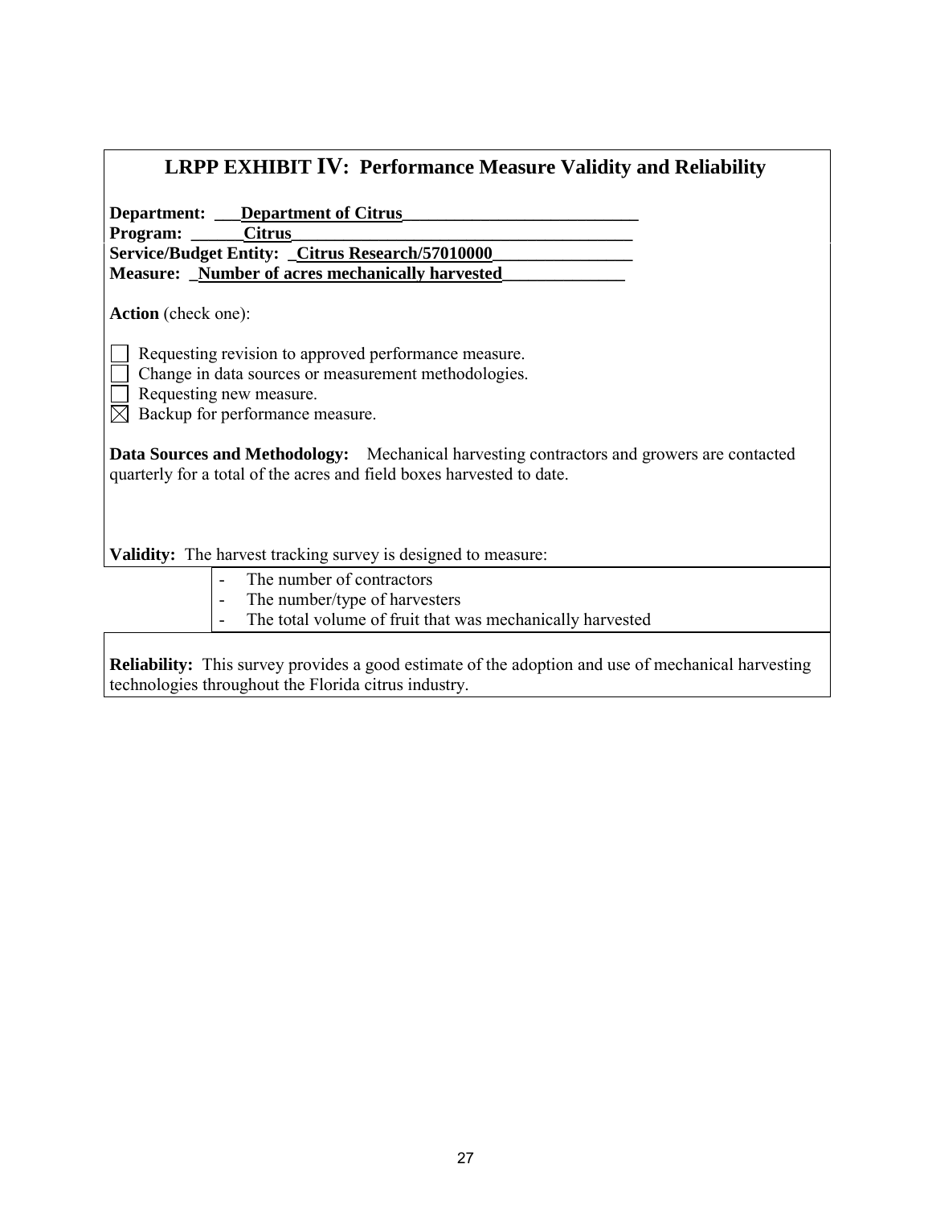## LRPP EXHIBIT IV: Performance Measure Validity and Reliability

**Department:** **Department of Citrus**
**Program:** **Citrus**
**Service/Budget Entity:** **Citrus Research/57010000**
**Measure:** **Number of acres mechanically harvested**

**Action** (check one):

- ☐ Requesting revision to approved performance measure.
- ☐ Change in data sources or measurement methodologies.
- ☐ Requesting new measure.
- ☒ Backup for performance measure.

**Data Sources and Methodology:** Mechanical harvesting contractors and growers are contacted quarterly for a total of the acres and field boxes harvested to date.

**Validity:** The harvest tracking survey is designed to measure:

- The number of contractors
- The number/type of harvesters
- The total volume of fruit that was mechanically harvested

**Reliability:** This survey provides a good estimate of the adoption and use of mechanical harvesting technologies throughout the Florida citrus industry.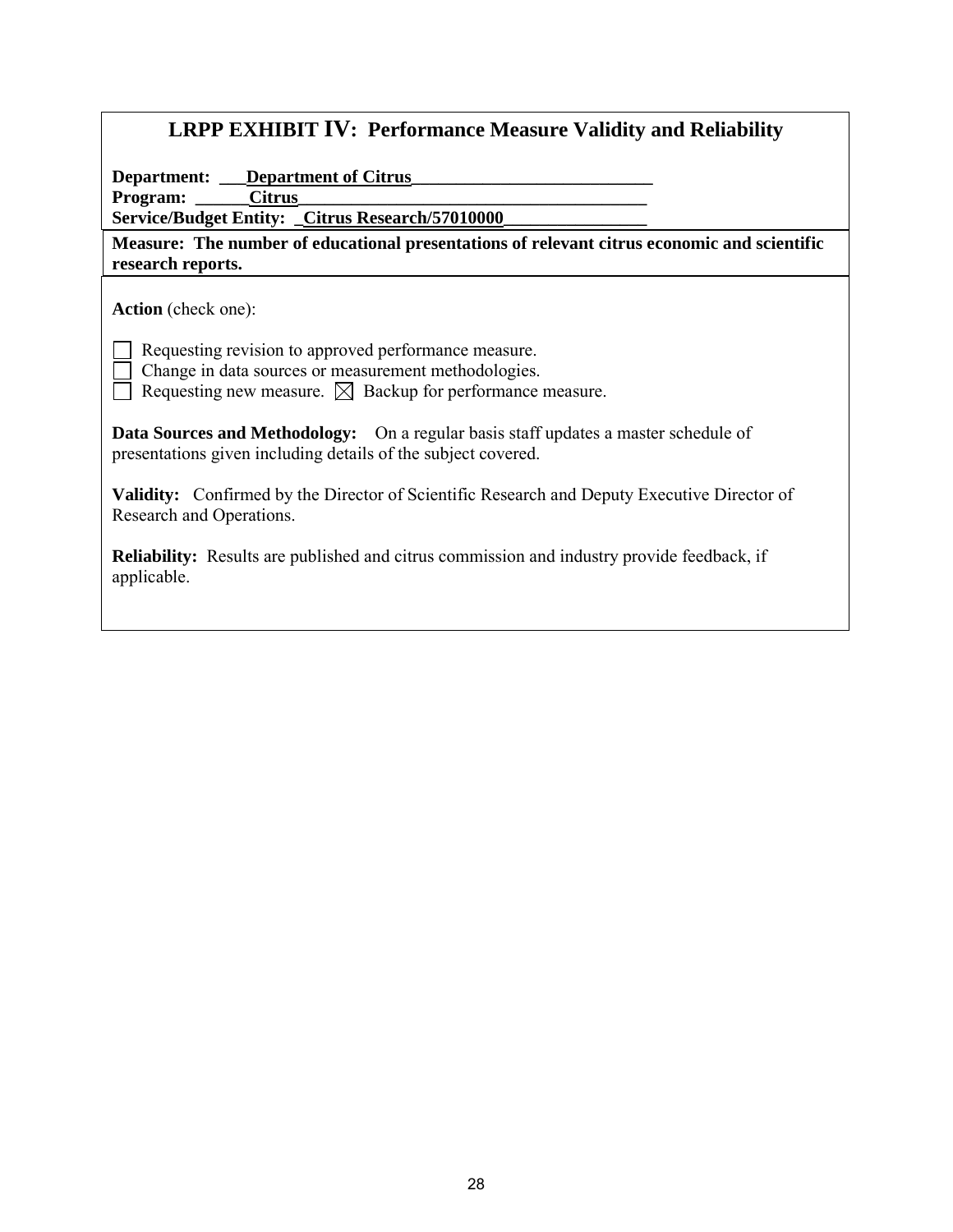## LRPP EXHIBIT IV: Performance Measure Validity and Reliability

**Department:** Department of Citrus
**Program:** Citrus
**Service/Budget Entity:** Citrus Research/57010000

**Measure: The number of educational presentations of relevant citrus economic and scientific research reports.**

**Action** (check one):

- [ ] Requesting revision to approved performance measure.
- [ ] Change in data sources or measurement methodologies.
- [ ] Requesting new measure.
- [x] Backup for performance measure.

**Data Sources and Methodology:** On a regular basis staff updates a master schedule of presentations given including details of the subject covered.

**Validity:** Confirmed by the Director of Scientific Research and Deputy Executive Director of Research and Operations.

**Reliability:** Results are published and citrus commission and industry provide feedback, if applicable.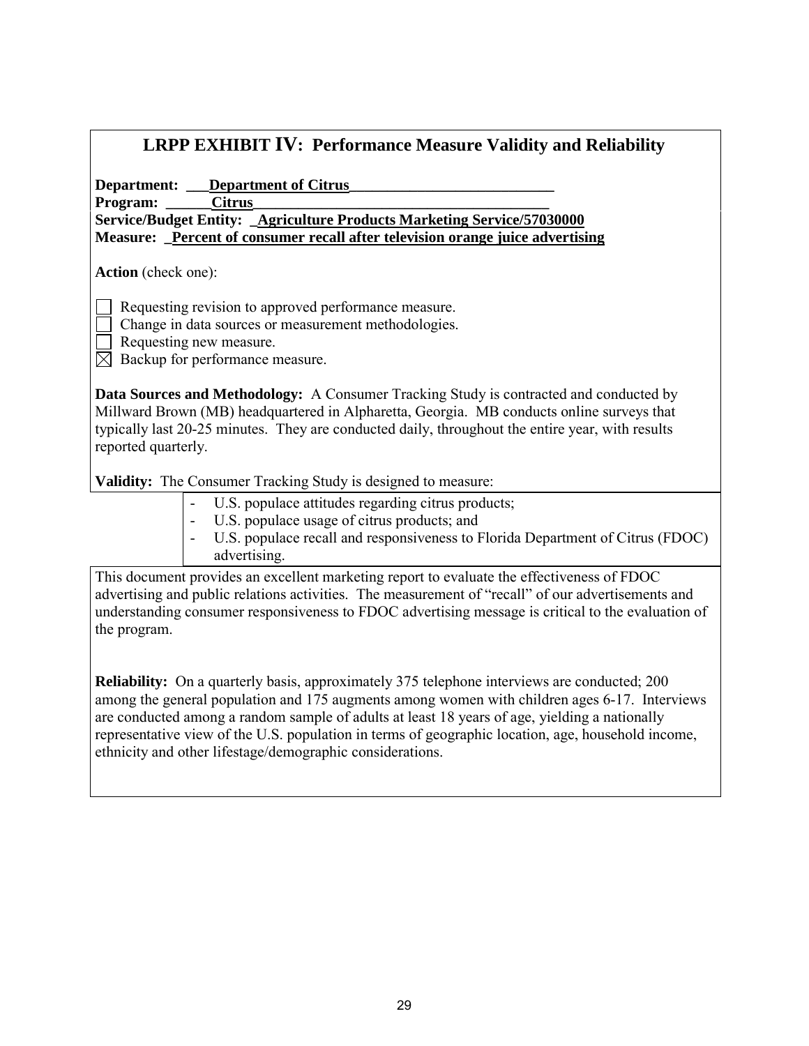# LRPP EXHIBIT IV: Performance Measure Validity and Reliability

**Department:** **Department of Citrus**
**Program:** **Citrus**
**Service/Budget Entity:** **Agriculture Products Marketing Service/57030000**
**Measure:** **Percent of consumer recall after television orange juice advertising**

**Action** (check one):

- ☐ Requesting revision to approved performance measure.
- ☐ Change in data sources or measurement methodologies.
- ☐ Requesting new measure.
- ☒ Backup for performance measure.

**Data Sources and Methodology:** A Consumer Tracking Study is contracted and conducted by Millward Brown (MB) headquartered in Alpharetta, Georgia. MB conducts online surveys that typically last 20-25 minutes. They are conducted daily, throughout the entire year, with results reported quarterly.

**Validity:** The Consumer Tracking Study is designed to measure:

- U.S. populace attitudes regarding citrus products;
- U.S. populace usage of citrus products; and
- U.S. populace recall and responsiveness to Florida Department of Citrus (FDOC) advertising.

This document provides an excellent marketing report to evaluate the effectiveness of FDOC advertising and public relations activities. The measurement of "recall" of our advertisements and understanding consumer responsiveness to FDOC advertising message is critical to the evaluation of the program.

**Reliability:** On a quarterly basis, approximately 375 telephone interviews are conducted; 200 among the general population and 175 augments among women with children ages 6-17. Interviews are conducted among a random sample of adults at least 18 years of age, yielding a nationally representative view of the U.S. population in terms of geographic location, age, household income, ethnicity and other lifestage/demographic considerations.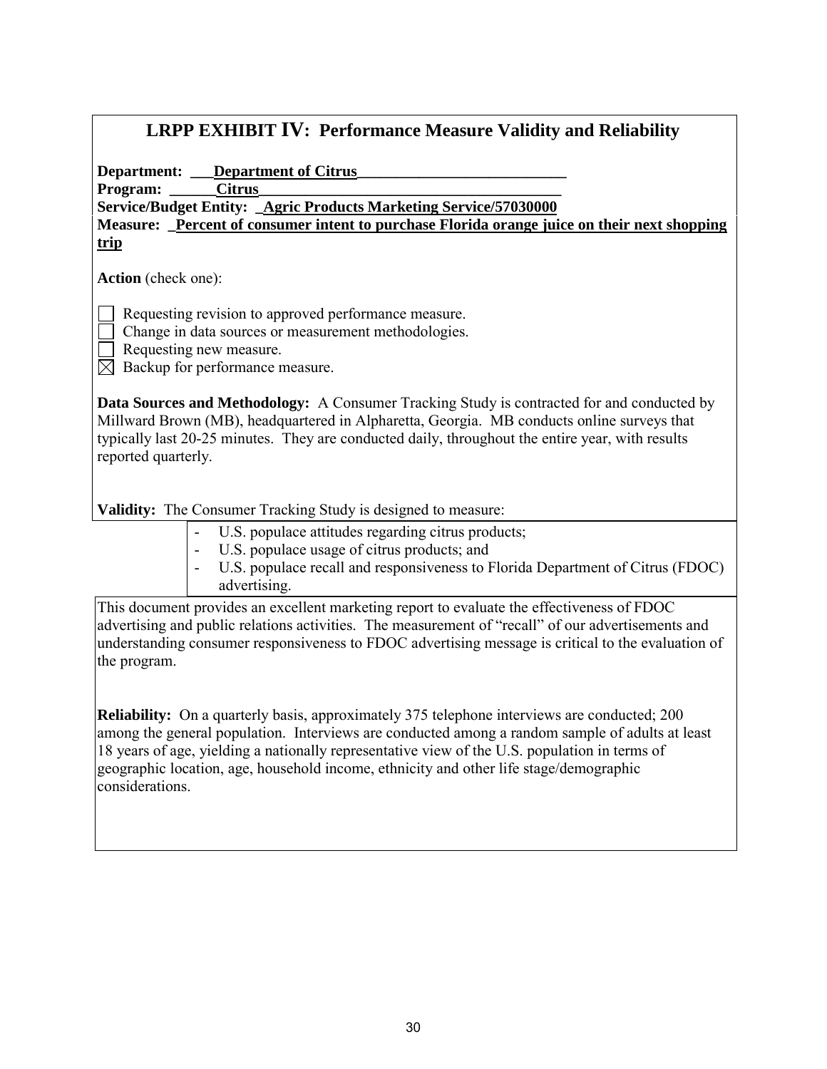# LRPP EXHIBIT IV: Performance Measure Validity and Reliability

**Department:** **Department of Citrus**
**Program:** **Citrus**
**Service/Budget Entity:** **Agric Products Marketing Service/57030000**
**Measure:** **Percent of consumer intent to purchase Florida orange juice on their next shopping trip**

**Action** (check one):

- ☐ Requesting revision to approved performance measure.
- ☐ Change in data sources or measurement methodologies.
- ☐ Requesting new measure.
- ☒ Backup for performance measure.

**Data Sources and Methodology:** A Consumer Tracking Study is contracted for and conducted by Millward Brown (MB), headquartered in Alpharetta, Georgia. MB conducts online surveys that typically last 20-25 minutes. They are conducted daily, throughout the entire year, with results reported quarterly.

**Validity:** The Consumer Tracking Study is designed to measure:

- U.S. populace attitudes regarding citrus products;
- U.S. populace usage of citrus products; and
- U.S. populace recall and responsiveness to Florida Department of Citrus (FDOC) advertising.

This document provides an excellent marketing report to evaluate the effectiveness of FDOC advertising and public relations activities. The measurement of "recall" of our advertisements and understanding consumer responsiveness to FDOC advertising message is critical to the evaluation of the program.

**Reliability:** On a quarterly basis, approximately 375 telephone interviews are conducted; 200 among the general population. Interviews are conducted among a random sample of adults at least 18 years of age, yielding a nationally representative view of the U.S. population in terms of geographic location, age, household income, ethnicity and other life stage/demographic considerations.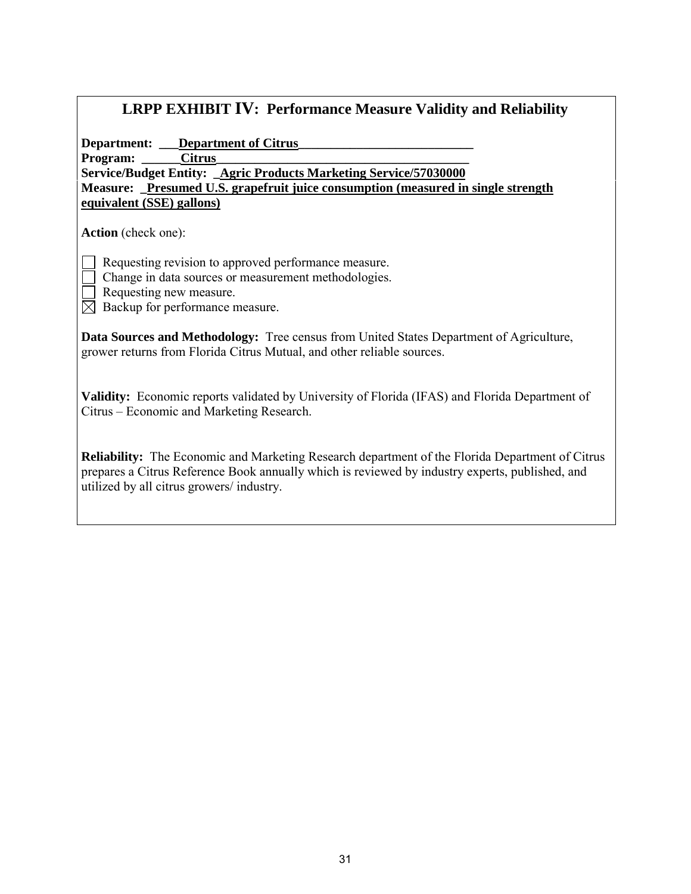## LRPP EXHIBIT IV: Performance Measure Validity and Reliability

**Department:** ___**Department of Citrus**___________________________

**Program:** ______**Citrus**________________________________________

**Service/Budget Entity:** _**Agric Products Marketing Service/57030000**

**Measure:** _**Presumed U.S. grapefruit juice consumption (measured in single strength equivalent (SSE) gallons)**

**Action** (check one):

- [ ] Requesting revision to approved performance measure.
- [ ] Change in data sources or measurement methodologies.
- [ ] Requesting new measure.
- [x] Backup for performance measure.

**Data Sources and Methodology:** Tree census from United States Department of Agriculture, grower returns from Florida Citrus Mutual, and other reliable sources.

**Validity:** Economic reports validated by University of Florida (IFAS) and Florida Department of Citrus – Economic and Marketing Research.

**Reliability:** The Economic and Marketing Research department of the Florida Department of Citrus prepares a Citrus Reference Book annually which is reviewed by industry experts, published, and utilized by all citrus growers/ industry.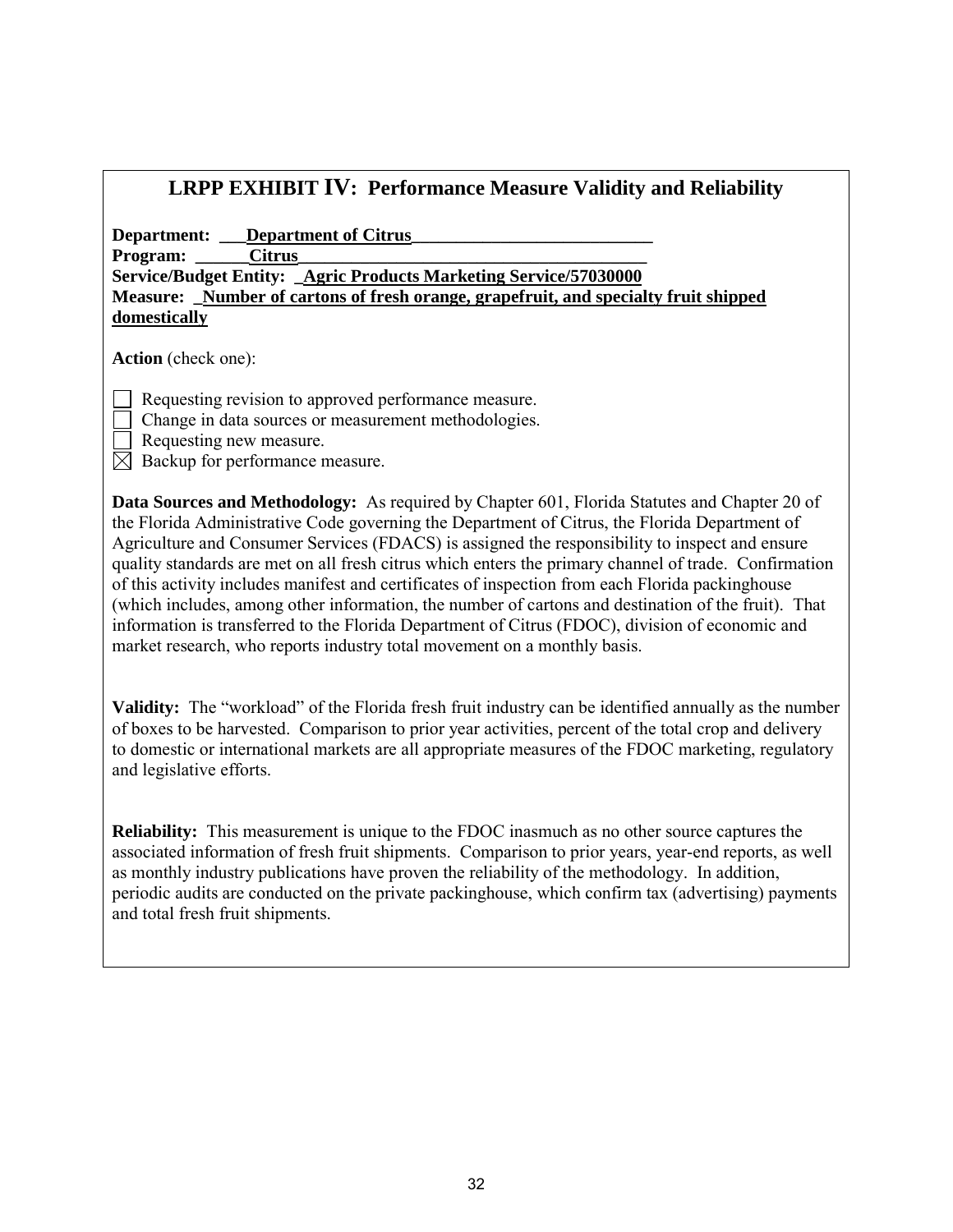## LRPP EXHIBIT IV: Performance Measure Validity and Reliability

**Department:** ___**Department of Citrus**___________________________
**Program:** ______**Citrus**_______________________________________
**Service/Budget Entity:** _**Agric Products Marketing Service/57030000**
**Measure:** _**Number of cartons of fresh orange, grapefruit, and specialty fruit shipped domestically**

**Action** (check one):

- ☐ Requesting revision to approved performance measure.
- ☐ Change in data sources or measurement methodologies.
- ☐ Requesting new measure.
- ☒ Backup for performance measure.

**Data Sources and Methodology:** As required by Chapter 601, Florida Statutes and Chapter 20 of the Florida Administrative Code governing the Department of Citrus, the Florida Department of Agriculture and Consumer Services (FDACS) is assigned the responsibility to inspect and ensure quality standards are met on all fresh citrus which enters the primary channel of trade. Confirmation of this activity includes manifest and certificates of inspection from each Florida packinghouse (which includes, among other information, the number of cartons and destination of the fruit). That information is transferred to the Florida Department of Citrus (FDOC), division of economic and market research, who reports industry total movement on a monthly basis.

**Validity:** The "workload" of the Florida fresh fruit industry can be identified annually as the number of boxes to be harvested. Comparison to prior year activities, percent of the total crop and delivery to domestic or international markets are all appropriate measures of the FDOC marketing, regulatory and legislative efforts.

**Reliability:** This measurement is unique to the FDOC inasmuch as no other source captures the associated information of fresh fruit shipments. Comparison to prior years, year-end reports, as well as monthly industry publications have proven the reliability of the methodology. In addition, periodic audits are conducted on the private packinghouse, which confirm tax (advertising) payments and total fresh fruit shipments.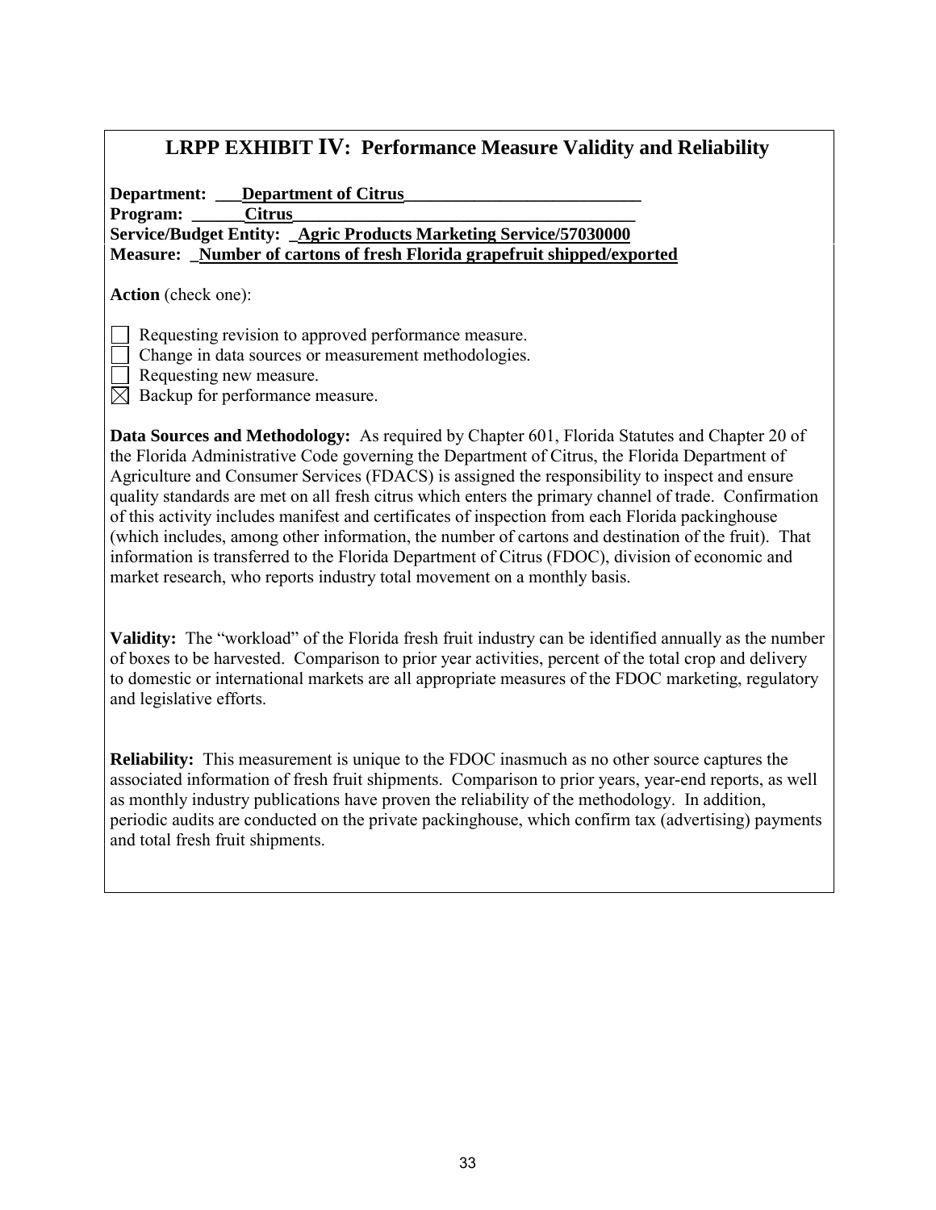## LRPP EXHIBIT IV: Performance Measure Validity and Reliability

**Department:** **Department of Citrus**
**Program:** **Citrus**
**Service/Budget Entity:** **Agric Products Marketing Service/57030000**
**Measure:** **Number of cartons of fresh Florida grapefruit shipped/exported**

**Action** (check one):

- [ ] Requesting revision to approved performance measure.
- [ ] Change in data sources or measurement methodologies.
- [ ] Requesting new measure.
- [x] Backup for performance measure.

**Data Sources and Methodology:** As required by Chapter 601, Florida Statutes and Chapter 20 of the Florida Administrative Code governing the Department of Citrus, the Florida Department of Agriculture and Consumer Services (FDACS) is assigned the responsibility to inspect and ensure quality standards are met on all fresh citrus which enters the primary channel of trade. Confirmation of this activity includes manifest and certificates of inspection from each Florida packinghouse (which includes, among other information, the number of cartons and destination of the fruit). That information is transferred to the Florida Department of Citrus (FDOC), division of economic and market research, who reports industry total movement on a monthly basis.

**Validity:** The "workload" of the Florida fresh fruit industry can be identified annually as the number of boxes to be harvested. Comparison to prior year activities, percent of the total crop and delivery to domestic or international markets are all appropriate measures of the FDOC marketing, regulatory and legislative efforts.

**Reliability:** This measurement is unique to the FDOC inasmuch as no other source captures the associated information of fresh fruit shipments. Comparison to prior years, year-end reports, as well as monthly industry publications have proven the reliability of the methodology. In addition, periodic audits are conducted on the private packinghouse, which confirm tax (advertising) payments and total fresh fruit shipments.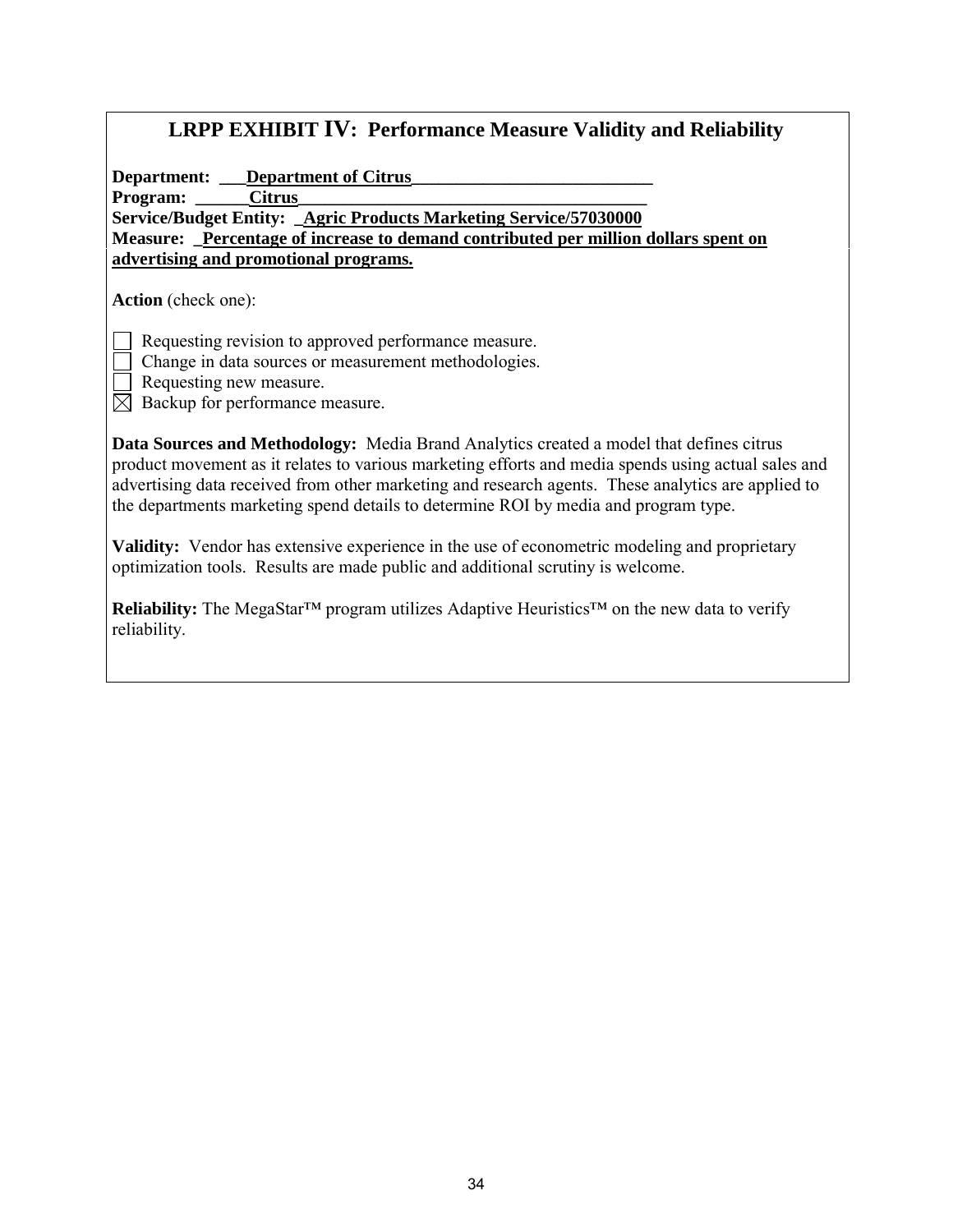## LRPP EXHIBIT IV: Performance Measure Validity and Reliability

**Department: ___Department of Citrus___________________________**
**Program: ______Citrus________________________________________**
**Service/Budget Entity: _Agric Products Marketing Service/57030000**
**Measure: _Percentage of increase to demand contributed per million dollars spent on advertising and promotional programs.**

**Action** (check one):

- ☐ Requesting revision to approved performance measure.
- ☐ Change in data sources or measurement methodologies.
- ☐ Requesting new measure.
- ☒ Backup for performance measure.

**Data Sources and Methodology:** Media Brand Analytics created a model that defines citrus product movement as it relates to various marketing efforts and media spends using actual sales and advertising data received from other marketing and research agents. These analytics are applied to the departments marketing spend details to determine ROI by media and program type.

**Validity:** Vendor has extensive experience in the use of econometric modeling and proprietary optimization tools. Results are made public and additional scrutiny is welcome.

**Reliability:** The MegaStar™ program utilizes Adaptive Heuristics™ on the new data to verify reliability.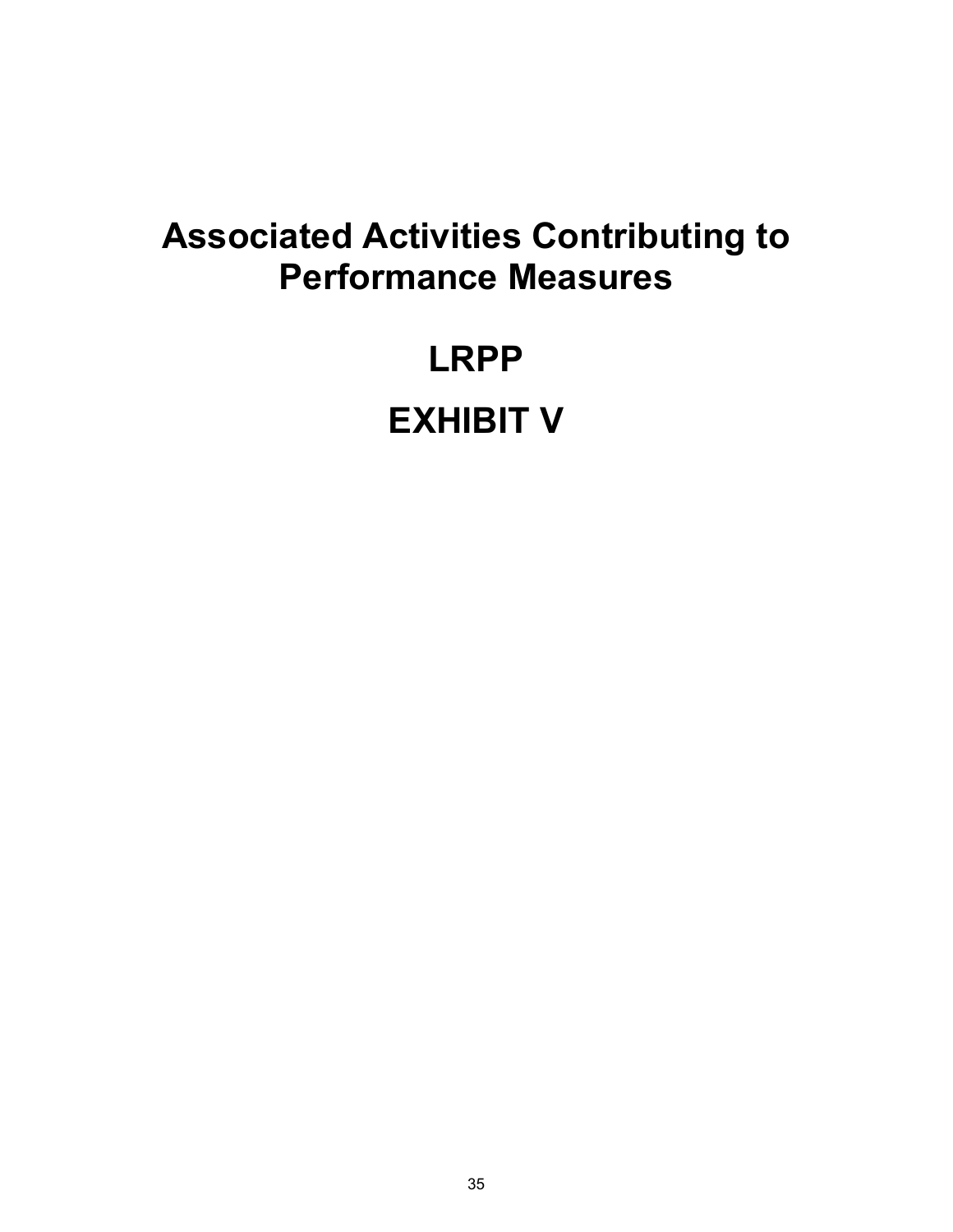# Associated Activities Contributing to Performance Measures

# LRPP

# EXHIBIT V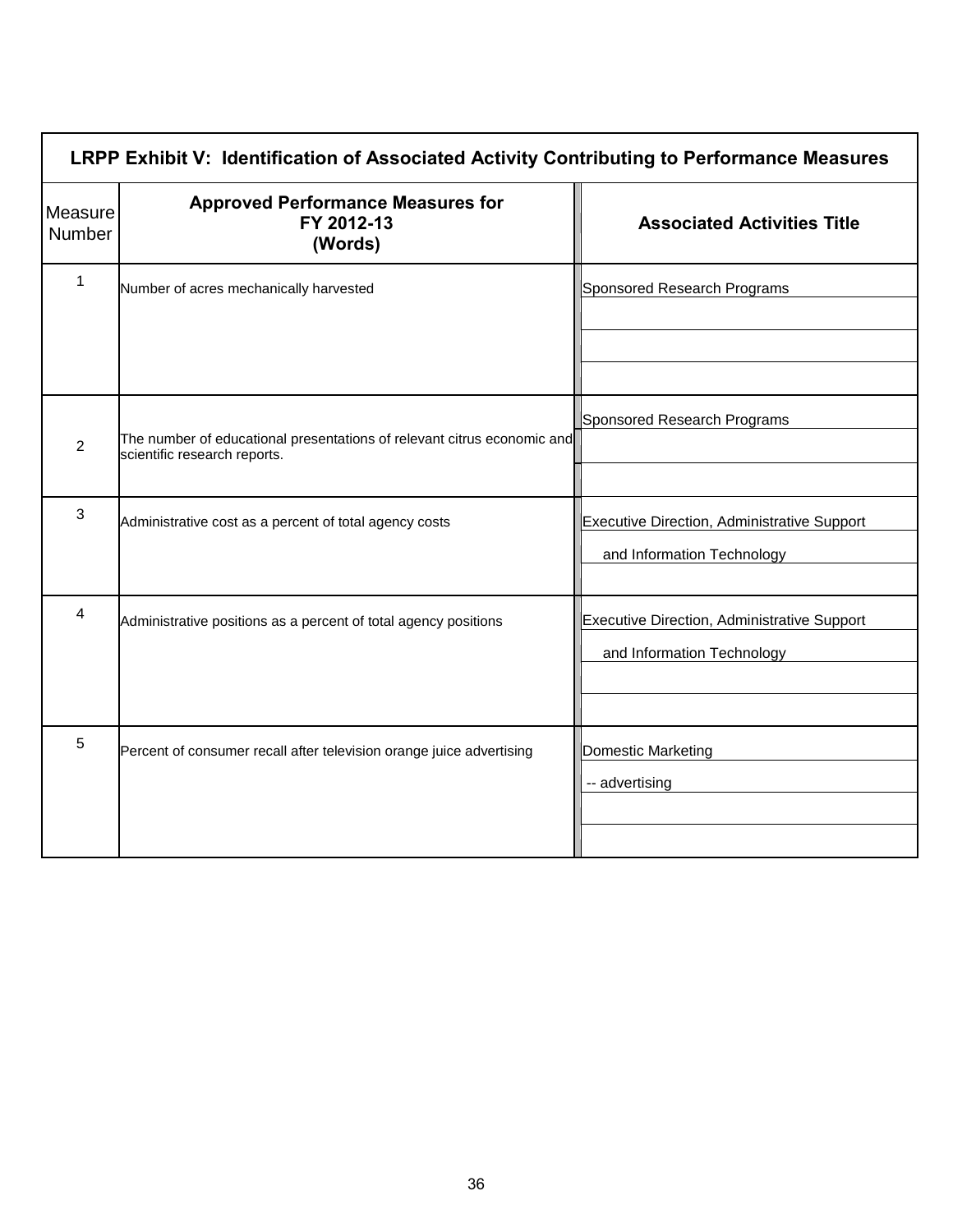| LRPP Exhibit V: Identification of Associated Activity Contributing to Performance Measures | | |
|---|---|---|
| Measure Number | Approved Performance Measures for FY 2012-13 (Words) | Associated Activities Title |
| 1 | Number of acres mechanically harvested | Sponsored Research Programs |
| 2 | The number of educational presentations of relevant citrus economic and scientific research reports. | Sponsored Research Programs |
| 3 | Administrative cost as a percent of total agency costs | Executive Direction, Administrative Support and Information Technology |
| 4 | Administrative positions as a percent of total agency positions | Executive Direction, Administrative Support and Information Technology |
| 5 | Percent of consumer recall after television orange juice advertising | Domestic Marketing -- advertising |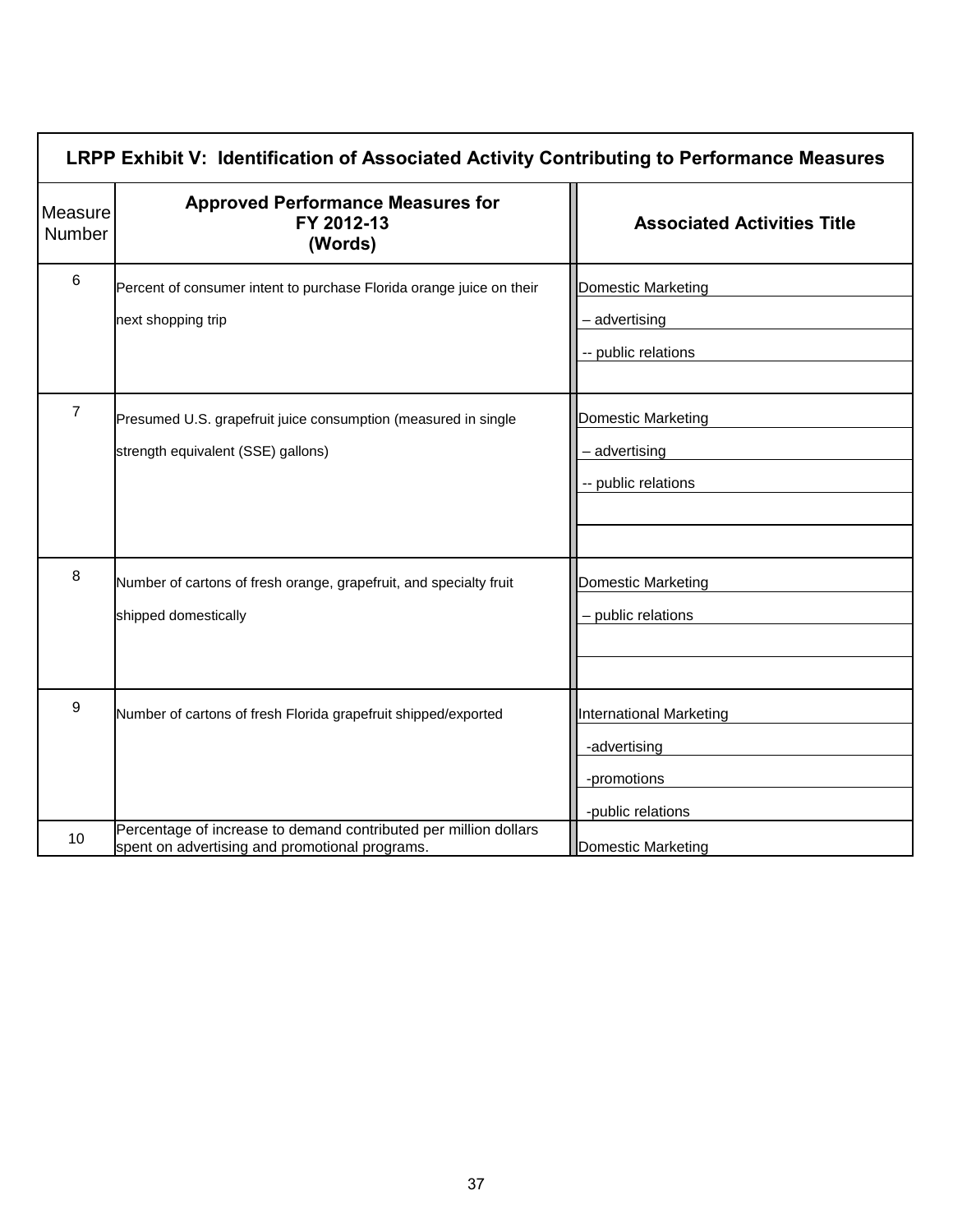| LRPP Exhibit V: Identification of Associated Activity Contributing to Performance Measures | | |
|---|---|---|
| **Measure Number** | **Approved Performance Measures for FY 2012-13 (Words)** | **Associated Activities Title** |
| 6 | Percent of consumer intent to purchase Florida orange juice on their next shopping trip | Domestic Marketing<br>– advertising<br>-- public relations |
| 7 | Presumed U.S. grapefruit juice consumption (measured in single strength equivalent (SSE) gallons) | Domestic Marketing<br>– advertising<br>-- public relations |
| 8 | Number of cartons of fresh orange, grapefruit, and specialty fruit shipped domestically | Domestic Marketing<br>– public relations |
| 9 | Number of cartons of fresh Florida grapefruit shipped/exported | International Marketing<br>-advertising<br>-promotions<br>-public relations |
| 10 | Percentage of increase to demand contributed per million dollars spent on advertising and promotional programs. | Domestic Marketing |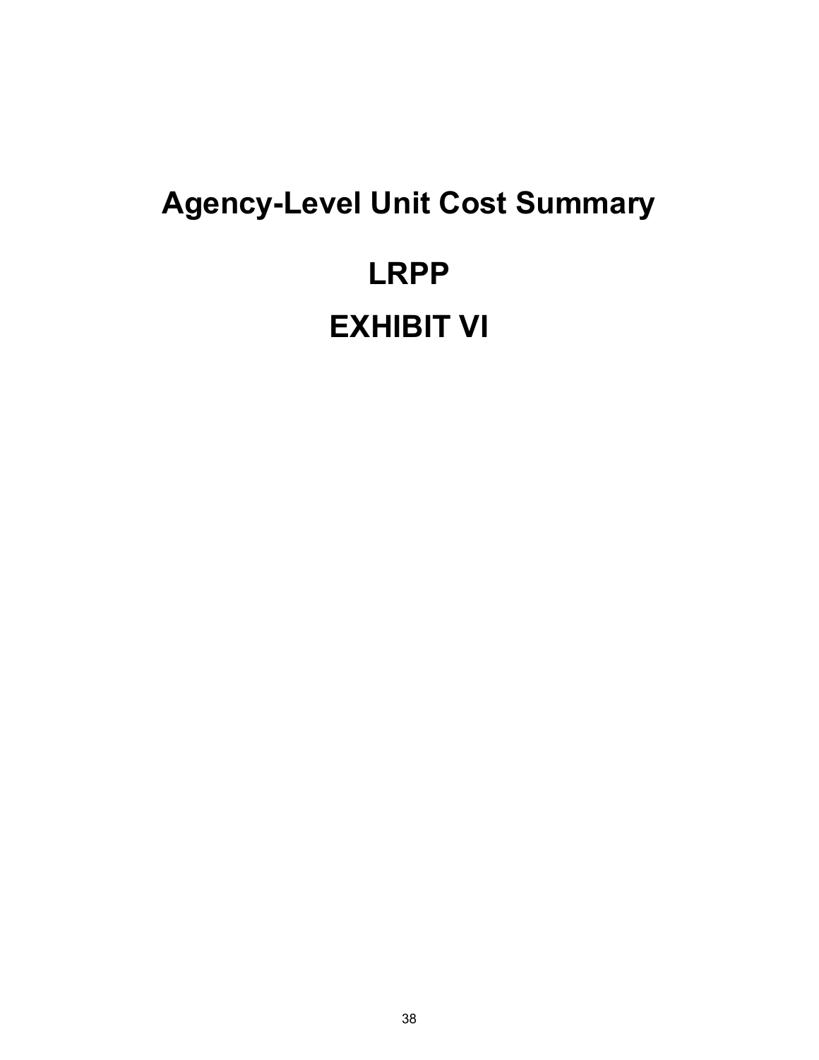# Agency-Level Unit Cost Summary

# LRPP

# EXHIBIT VI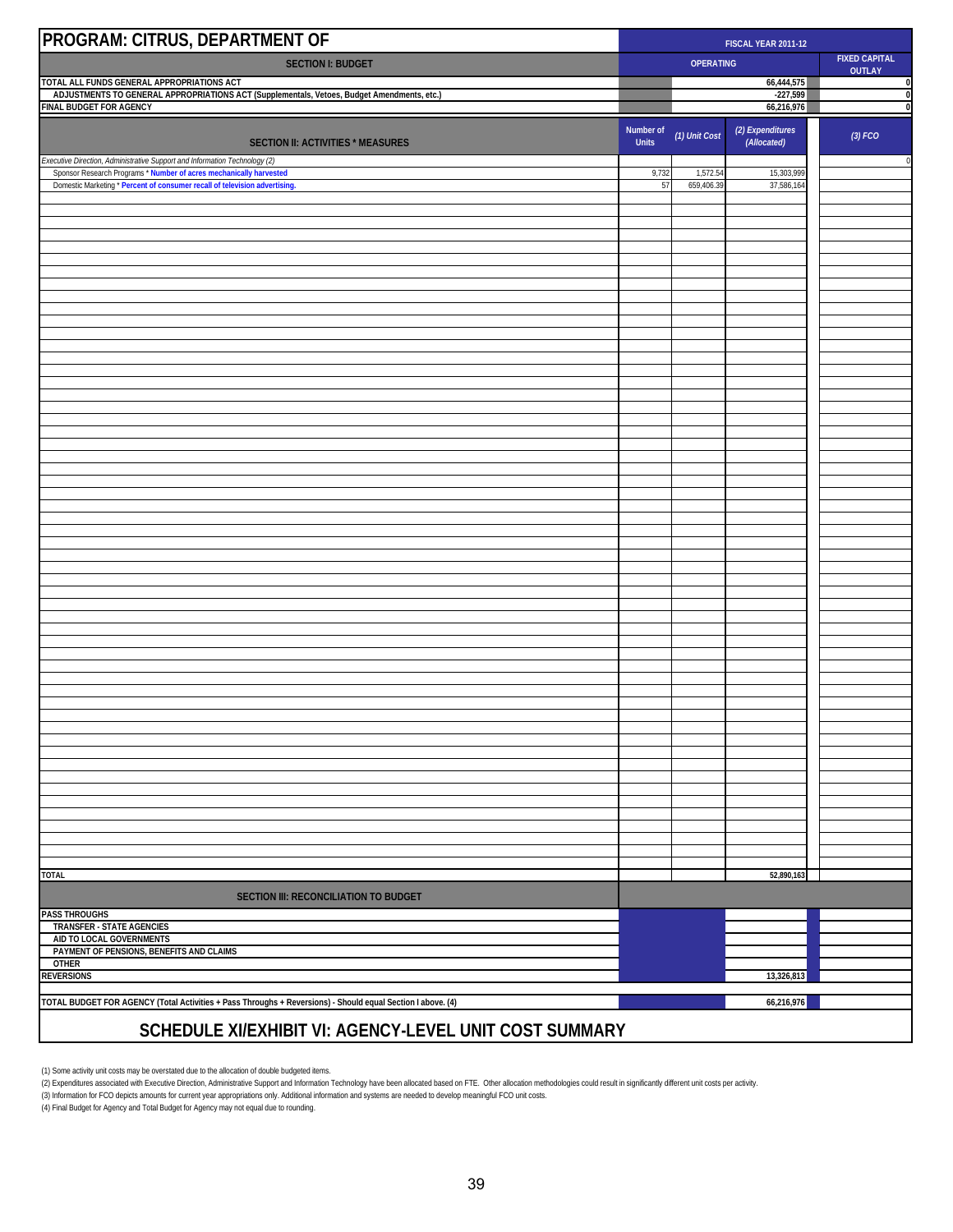# PROGRAM: CITRUS, DEPARTMENT OF

| SECTION I: BUDGET | FISCAL YEAR 2011-12 OPERATING | | | FIXED CAPITAL OUTLAY |
|---|---|---|---|---|
| TOTAL ALL FUNDS GENERAL APPROPRIATIONS ACT | | | 66,444,575 | 0 |
| ADJUSTMENTS TO GENERAL APPROPRIATIONS ACT (Supplementals, Vetoes, Budget Amendments, etc.) | | | -227,599 | 0 |
| FINAL BUDGET FOR AGENCY | | | 66,216,976 | 0 |

| SECTION II: ACTIVITIES * MEASURES | Number of Units | (1) Unit Cost | (2) Expenditures (Allocated) | (3) FCO |
|---|---|---|---|---|
| *Executive Direction, Administrative Support and Information Technology (2)* | | | | 0 |
| Sponsor Research Programs * **Number of acres mechanically harvested** | 9,732 | 1,572.54 | 15,303,999 | |
| Domestic Marketing * **Percent of consumer recall of television advertising.** | 57 | 659,406.39 | 37,586,164 | |
| **TOTAL** | | | 52,890,163 | |

| SECTION III: RECONCILIATION TO BUDGET | | | | |
|---|---|---|---|---|
| PASS THROUGHS | | | | |
| TRANSFER - STATE AGENCIES | | | | |
| AID TO LOCAL GOVERNMENTS | | | | |
| PAYMENT OF PENSIONS, BENEFITS AND CLAIMS | | | | |
| OTHER | | | | |
| REVERSIONS | | | 13,326,813 | |
| TOTAL BUDGET FOR AGENCY (Total Activities + Pass Throughs + Reversions) - Should equal Section I above. (4) | | | 66,216,976 | |

## SCHEDULE XI/EXHIBIT VI: AGENCY-LEVEL UNIT COST SUMMARY

(1) Some activity unit costs may be overstated due to the allocation of double budgeted items.
(2) Expenditures associated with Executive Direction, Administrative Support and Information Technology have been allocated based on FTE. Other allocation methodologies could result in significantly different unit costs per activity.
(3) Information for FCO depicts amounts for current year appropriations only. Additional information and systems are needed to develop meaningful FCO unit costs.
(4) Final Budget for Agency and Total Budget for Agency may not equal due to rounding.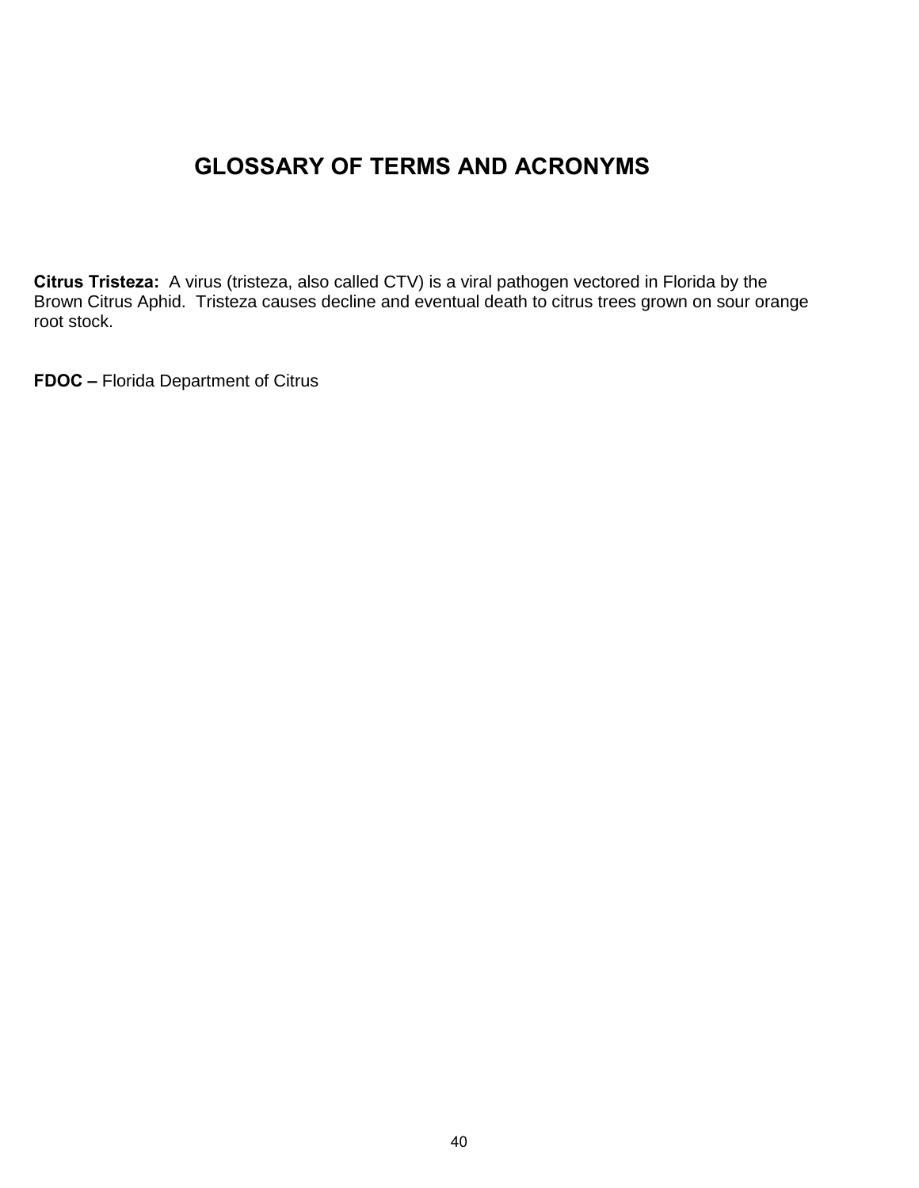# GLOSSARY OF TERMS AND ACRONYMS

**Citrus Tristeza:** A virus (tristeza, also called CTV) is a viral pathogen vectored in Florida by the Brown Citrus Aphid. Tristeza causes decline and eventual death to citrus trees grown on sour orange root stock.

**FDOC –** Florida Department of Citrus